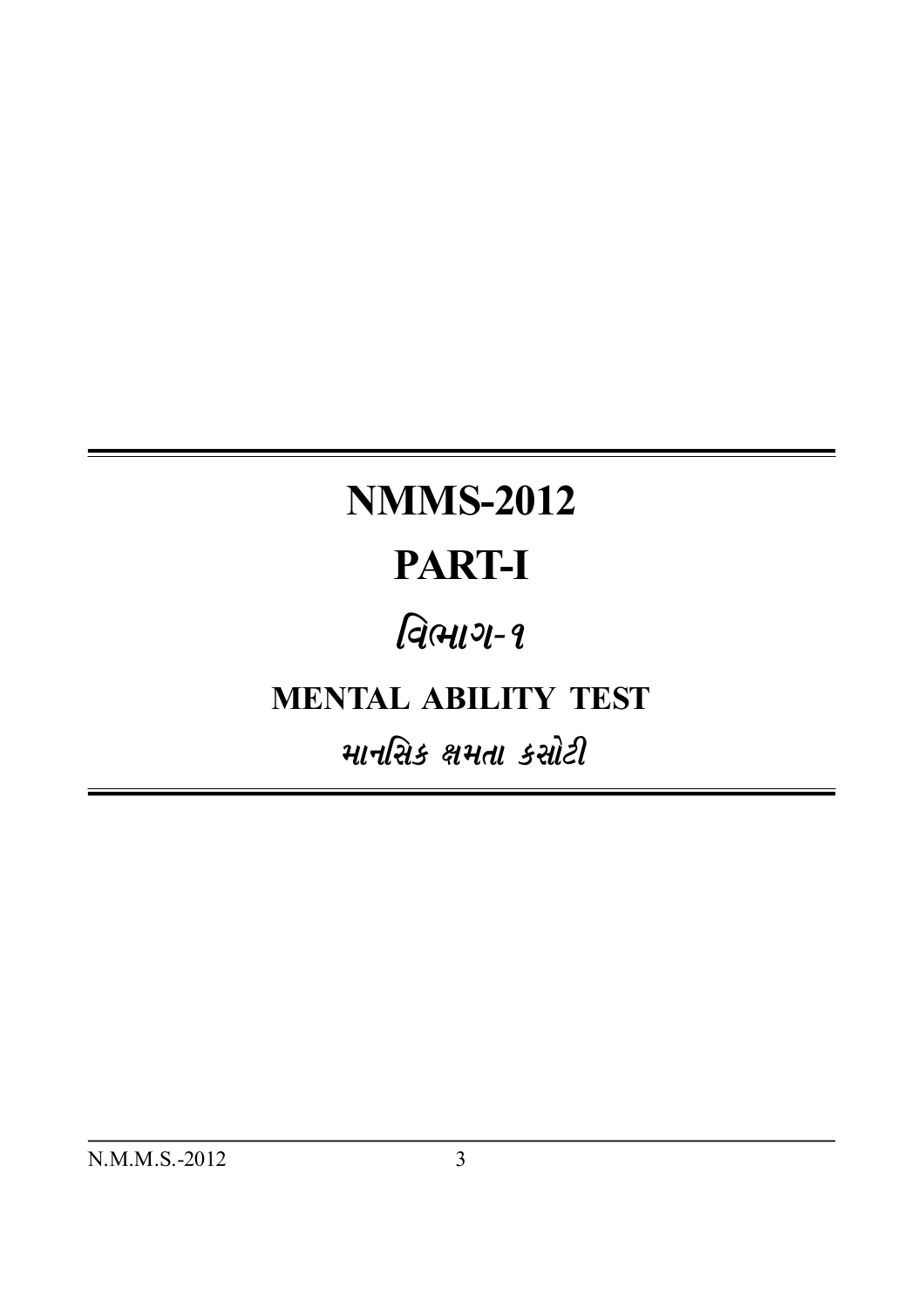# NMMS-2012

# PART-I

# વિભાગ-૧

## MENTAL ABILITY TEST

## માનસિક ક્ષમતા કસોટી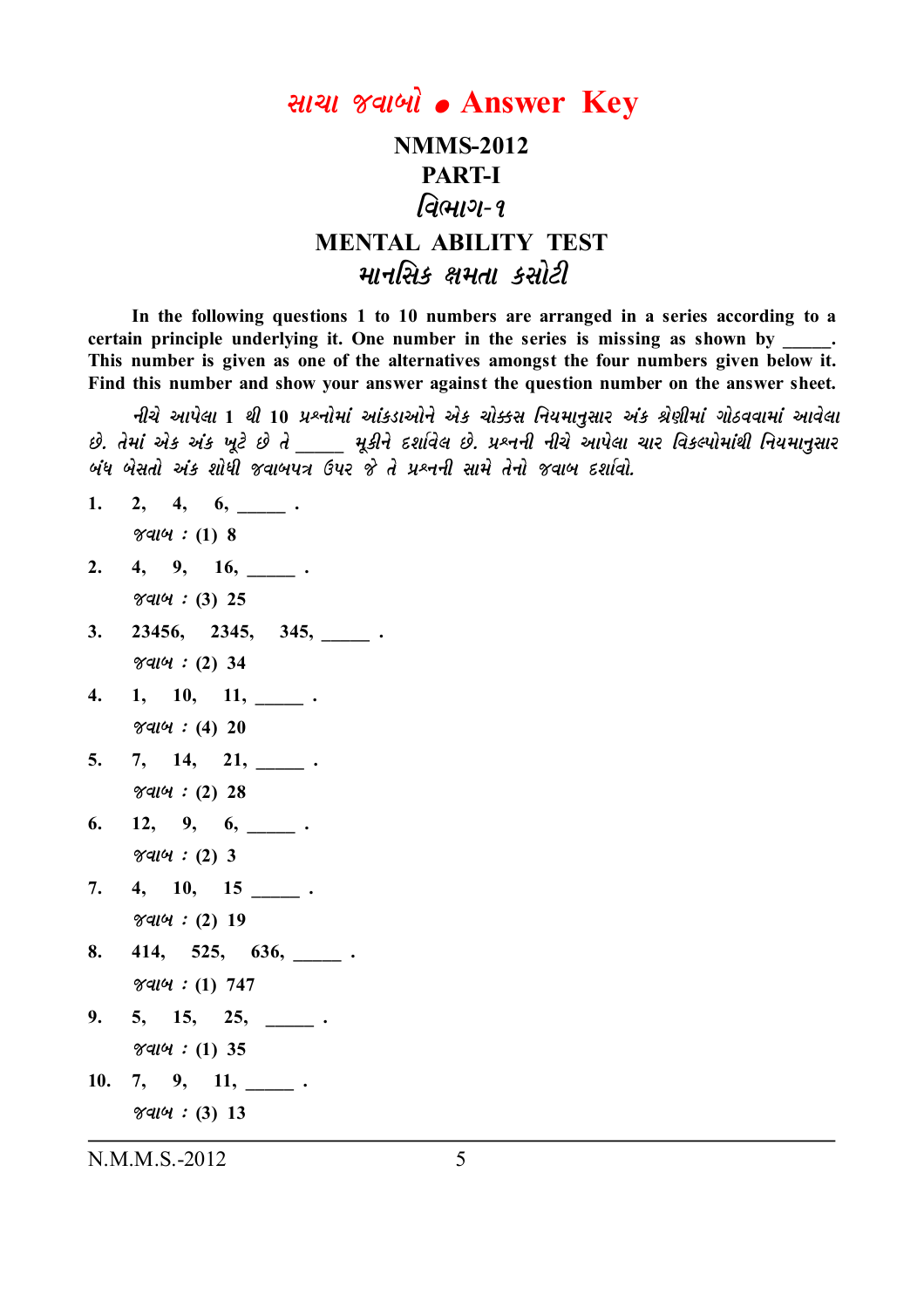# સાચા જવાબો • Answer Key

## NMMS-2012

## PART-I

## વિભાગ-૧

## MENTAL ABILITY TEST

## માનસિક ક્ષમતા કસોટી

**In the following questions 1 to 10 numbers are arranged in a series according to a certain principle underlying it. One number in the series is missing as shown by \_\_\_\_\_. This number is given as one of the alternatives amongst the four numbers given below it. Find this number and show your answer against the question number on the answer sheet.**

*નીચે આપેલા 1 થી 10 પ્રશ્નોમાં આંકડાઓને એક ચોક્કસ નિયમાનુસાર અંક શ્રેણીમાં ગોઠવવામાં આવેલા છે. તેમાં એક અંક ખૂટે છે તે \_\_\_\_\_ મૂકીને દર્શાવેલ છે. પ્રશ્નની નીચે આપેલા ચાર વિકલ્પોમાંથી નિયમાનુસાર બંધ બેસતો અંક શોધી જવાબપત્ર ઉપર જે તે પ્રશ્નની સામે તેનો જવાબ દર્શાવો.*

1. 2, 4, 6, \_\_\_\_\_ .
   જવાબ : (1) 8
2. 4, 9, 16, \_\_\_\_\_ .
   જવાબ : (3) 25
3. 23456, 2345, 345, \_\_\_\_\_ .
   જવાબ : (2) 34
4. 1, 10, 11, \_\_\_\_\_ .
   જવાબ : (4) 20
5. 7, 14, 21, \_\_\_\_\_ .
   જવાબ : (2) 28
6. 12, 9, 6, \_\_\_\_\_ .
   જવાબ : (2) 3
7. 4, 10, 15 \_\_\_\_\_ .
   જવાબ : (2) 19
8. 414, 525, 636, \_\_\_\_\_ .
   જવાબ : (1) 747
9. 5, 15, 25, \_\_\_\_\_ .
   જવાબ : (1) 35
10. 7, 9, 11, \_\_\_\_\_ .
    જવાબ : (3) 13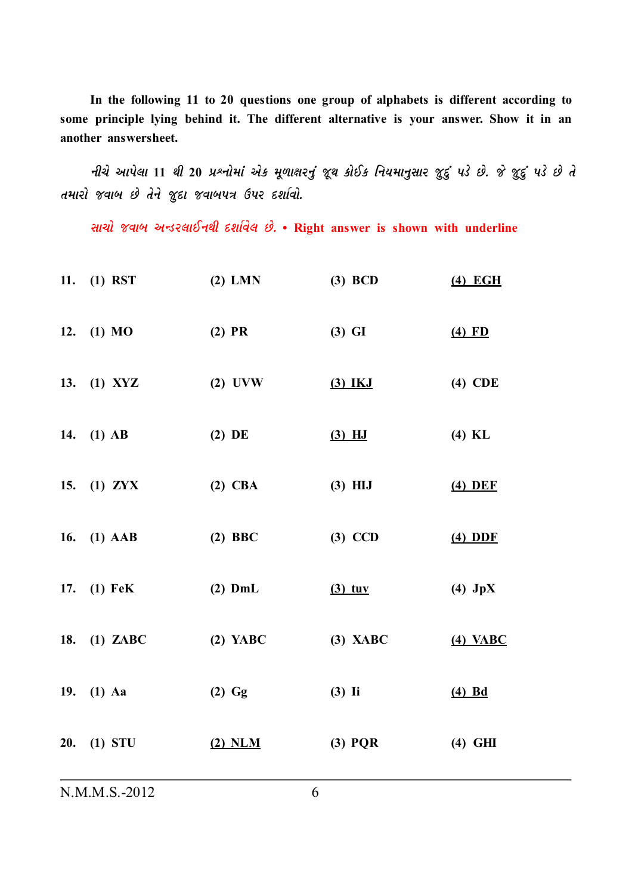**In the following 11 to 20 questions one group of alphabets is different according to some principle lying behind it. The different alternative is your answer. Show it in an another answersheet.**

*નીચે આપેલા 11 થી 20 પ્રશ્નોમાં એક મૂળાક્ષરનું જૂથ કોઈક નિયમાનુસાર જુદું પડે છે. જે જુદું પડે છે તે તમારો જવાબ છે તેને જુદા જવાબપત્ર ઉપર દર્શાવો.*

*સાચો જવાબ અન્ડરલાઈનથી દર્શાવેલ છે.* • **Right answer is shown with underline**

| | | | | |
|---|---|---|---|---|
| **11.** | **(1) RST** | **(2) LMN** | **(3) BCD** | <u>**(4) EGH**</u> |
| **12.** | **(1) MO** | **(2) PR** | **(3) GI** | <u>**(4) FD**</u> |
| **13.** | **(1) XYZ** | **(2) UVW** | <u>**(3) IKJ**</u> | **(4) CDE** |
| **14.** | **(1) AB** | **(2) DE** | <u>**(3) HJ**</u> | **(4) KL** |
| **15.** | **(1) ZYX** | **(2) CBA** | **(3) HIJ** | <u>**(4) DEF**</u> |
| **16.** | **(1) AAB** | **(2) BBC** | **(3) CCD** | <u>**(4) DDF**</u> |
| **17.** | **(1) FeK** | **(2) DmL** | <u>**(3) tuv**</u> | **(4) JpX** |
| **18.** | **(1) ZABC** | **(2) YABC** | **(3) XABC** | <u>**(4) VABC**</u> |
| **19.** | **(1) Aa** | **(2) Gg** | **(3) Ii** | <u>**(4) Bd**</u> |
| **20.** | **(1) STU** | <u>**(2) NLM**</u> | **(3) PQR** | **(4) GHI** |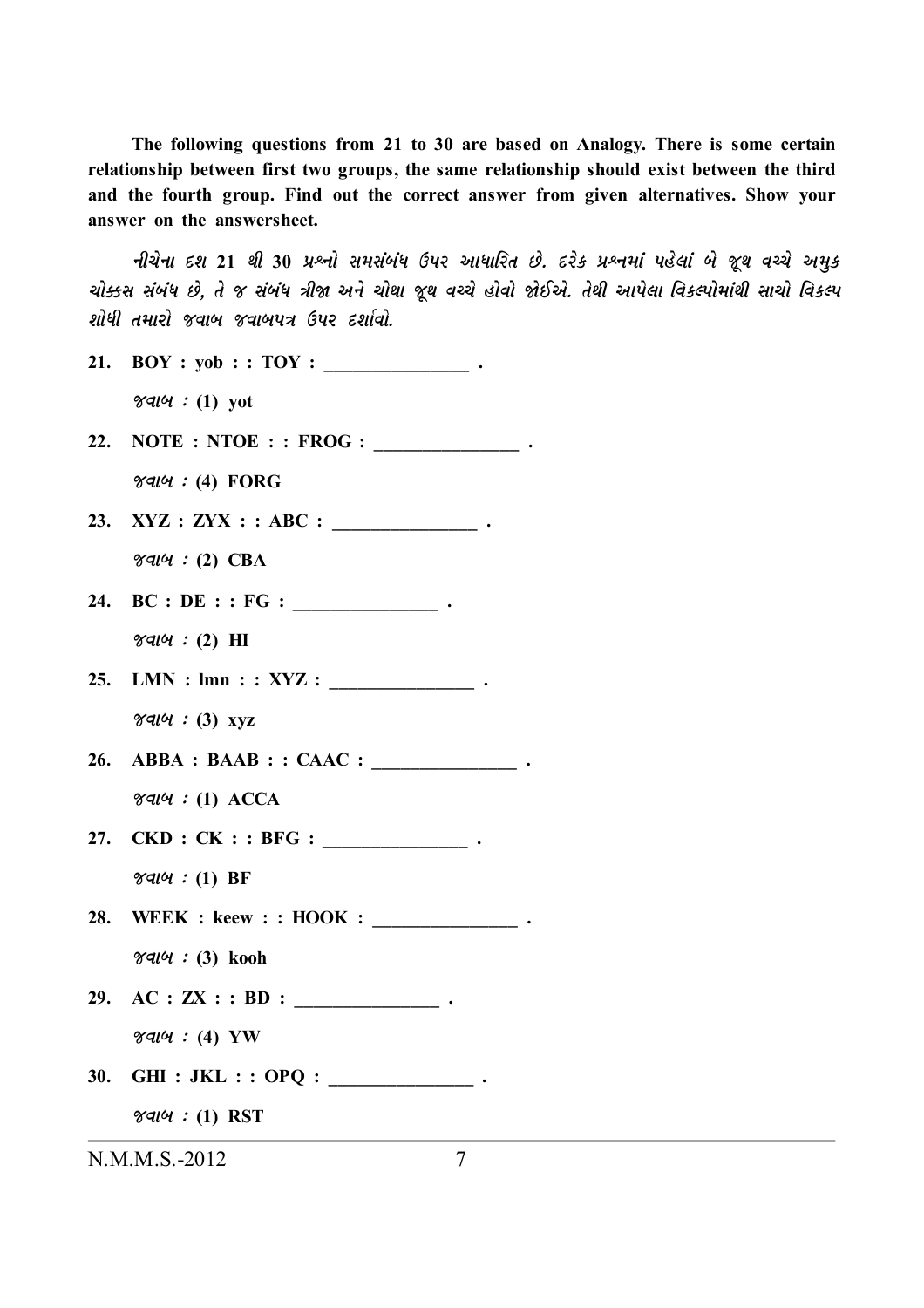**The following questions from 21 to 30 are based on Analogy. There is some certain relationship between first two groups, the same relationship should exist between the third and the fourth group. Find out the correct answer from given alternatives. Show your answer on the answersheet.**

*નીચેના દશ 21 થી 30 પ્રશ્નો સમસંબંધ ઉપર આધારિત છે. દરેક પ્રશ્નમાં પહેલાં બે જૂથ વચ્ચે અમુક ચોક્કસ સંબંધ છે, તે જ સંબંધ ત્રીજા અને ચોથા જૂથ વચ્ચે હોવો જોઈએ. તેથી આપેલા વિકલ્પોમાંથી સાચો વિકલ્પ શોધી તમારો જવાબ જવાબપત્ર ઉપર દર્શાવો.*

**21. BOY : yob : : TOY : _______________ .**

*જવાબ :* **(1) yot**

**22. NOTE : NTOE : : FROG : _______________ .**

*જવાબ :* **(4) FORG**

**23. XYZ : ZYX : : ABC : _______________ .**

*જવાબ :* **(2) CBA**

**24. BC : DE : : FG : _______________ .**

*જવાબ :* **(2) HI**

**25. LMN : lmn : : XYZ : _______________ .**

*જવાબ :* **(3) xyz**

**26. ABBA : BAAB : : CAAC : _______________ .**

*જવાબ :* **(1) ACCA**

**27. CKD : CK : : BFG : _______________ .**

*જવાબ :* **(1) BF**

**28. WEEK : keew : : HOOK : _______________ .**

*જવાબ :* **(3) kooh**

**29. AC : ZX : : BD : _______________ .**

*જવાબ :* **(4) YW**

**30. GHI : JKL : : OPQ : _______________ .**

*જવાબ :* **(1) RST**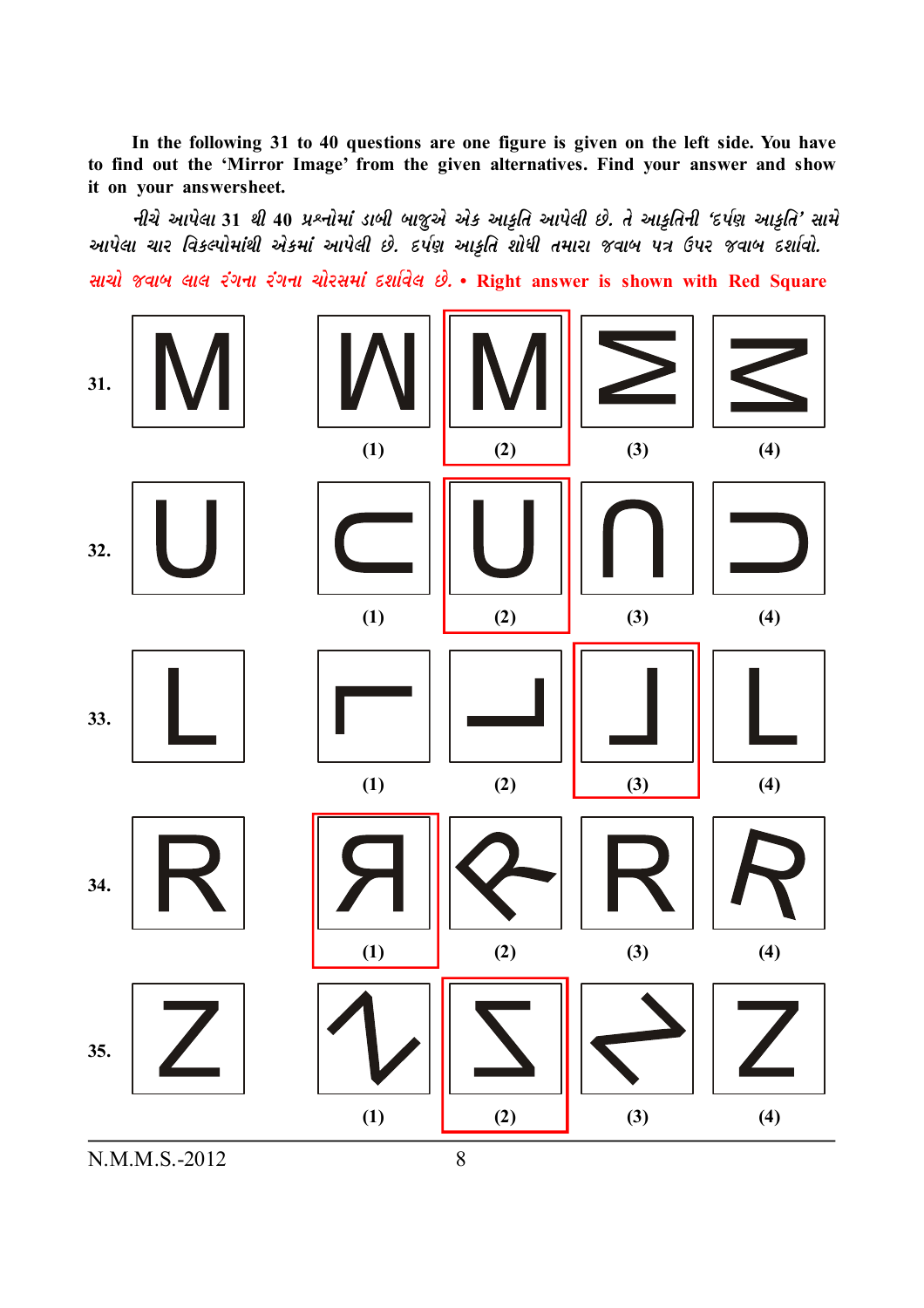**In the following 31 to 40 questions are one figure is given on the left side. You have to find out the 'Mirror Image' from the given alternatives. Find your answer and show it on your answersheet.**

*નીચે આપેલા 31 થી 40 પ્રશ્નોમાં ડાબી બાજુએ એક આકૃતિ આપેલી છે. તે આકૃતિની 'દર્પણ આકૃતિ' સામે આપેલા ચાર વિકલ્પોમાંથી એકમાં આપેલી છે. દર્પણ આકૃતિ શોધી તમારા જવાબ પત્ર ઉપર જવાબ દર્શાવો.*

**સાચો જવાબ લાલ રંગના રંગના ચોરસમાં દર્શાવેલ છે. • Right answer is shown with Red Square**

31. M

(1) (2) (3) (4)

32. U

(1) (2) (3) (4)

33. L

(1) (2) (3) (4)

34. R

(1) (2) (3) (4)

35. Z

(1) (2) (3) (4)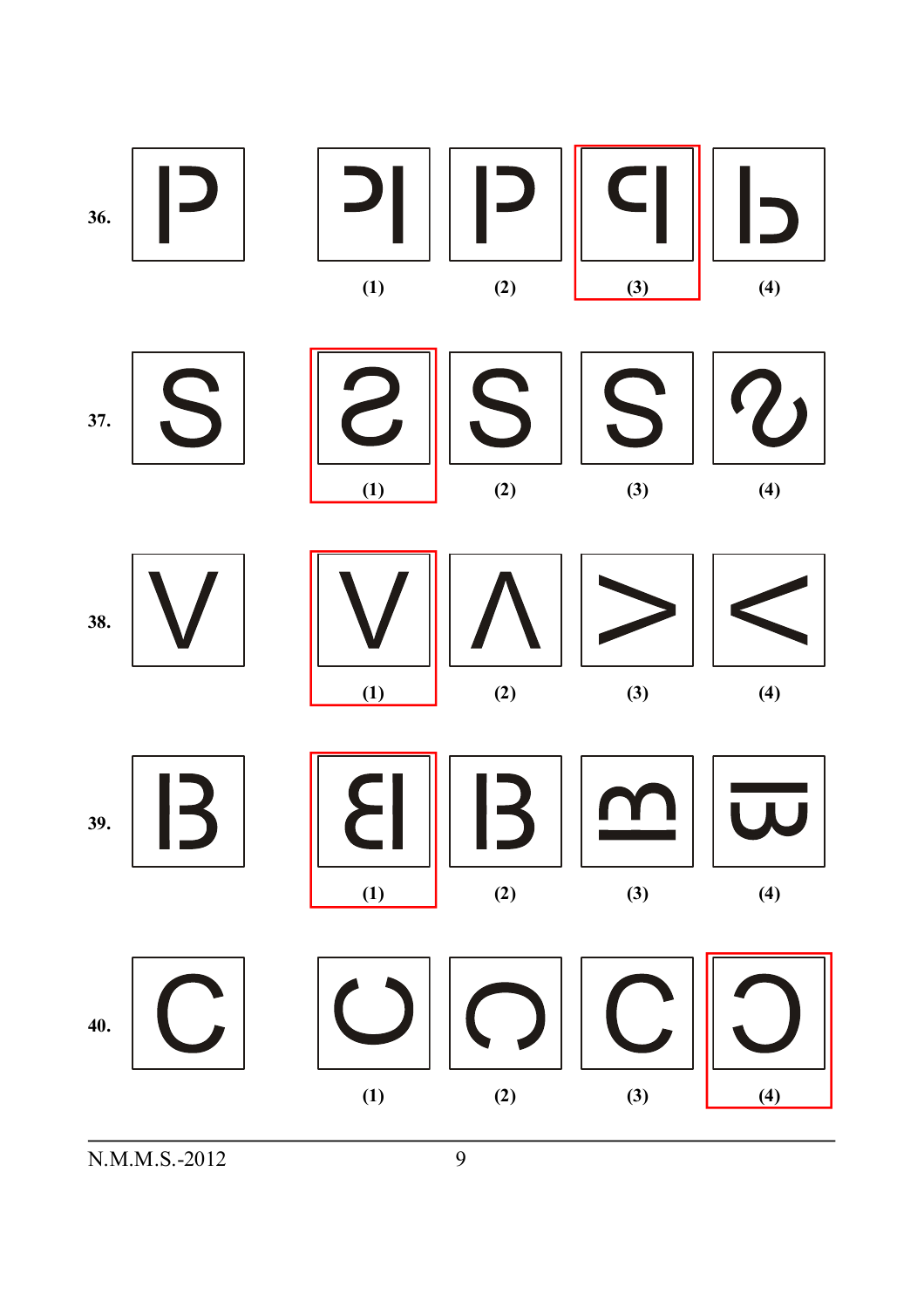36. |P (1) ꟼ| (2) |P (3) ꟼ (4) ⅃b

37. S (1) Ƨ (2) S (3) S (4) ∾

38. V (1) V (2) Λ (3) > (4) <

39. |B (1) ꓭ| (2) |B (3) (4)

40. C (1) (2) (3) C (4) Ɔ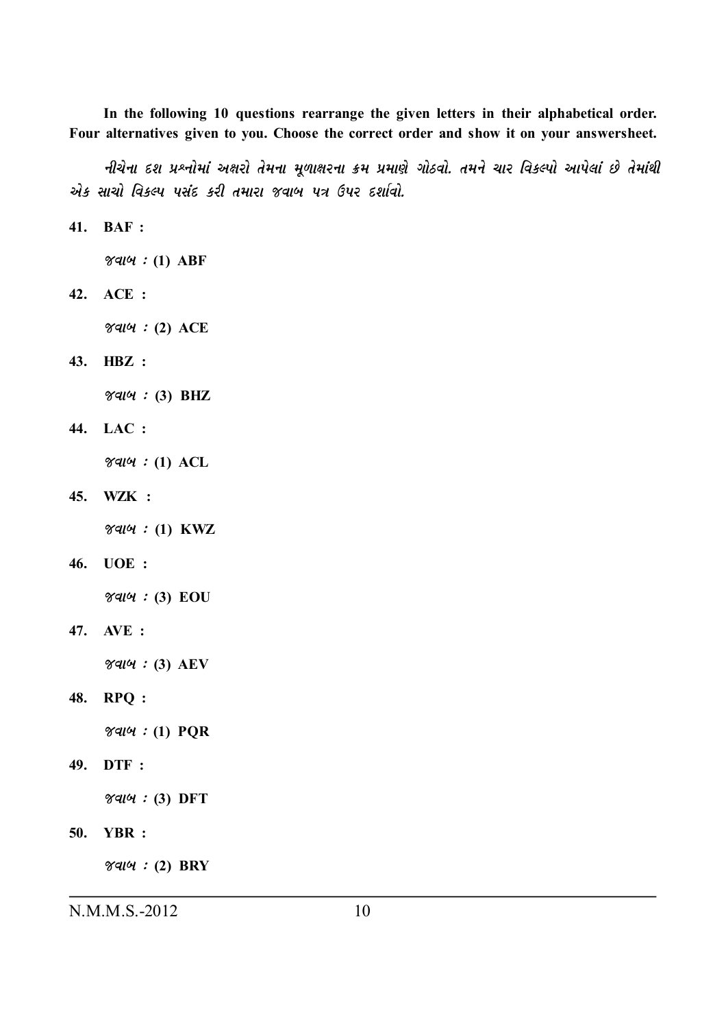**In the following 10 questions rearrange the given letters in their alphabetical order. Four alternatives given to you. Choose the correct order and show it on your answersheet.**

*નીચેના દશ પ્રશ્નોમાં અક્ષરો તેમના મૂળાક્ષરના ક્રમ પ્રમાણે ગોઠવો. તમને ચાર વિકલ્પો આપેલાં છે તેમાંથી એક સાચો વિકલ્પ પસંદ કરી તમારા જવાબ પત્ર ઉપર દર્શાવો.*

**41. BAF :**

*જવાબ :* **(1) ABF**

**42. ACE :**

*જવાબ :* **(2) ACE**

**43. HBZ :**

*જવાબ :* **(3) BHZ**

**44. LAC :**

*જવાબ :* **(1) ACL**

**45. WZK :**

*જવાબ :* **(1) KWZ**

**46. UOE :**

*જવાબ :* **(3) EOU**

**47. AVE :**

*જવાબ :* **(3) AEV**

**48. RPQ :**

*જવાબ :* **(1) PQR**

**49. DTF :**

*જવાબ :* **(3) DFT**

**50. YBR :**

*જવાબ :* **(2) BRY**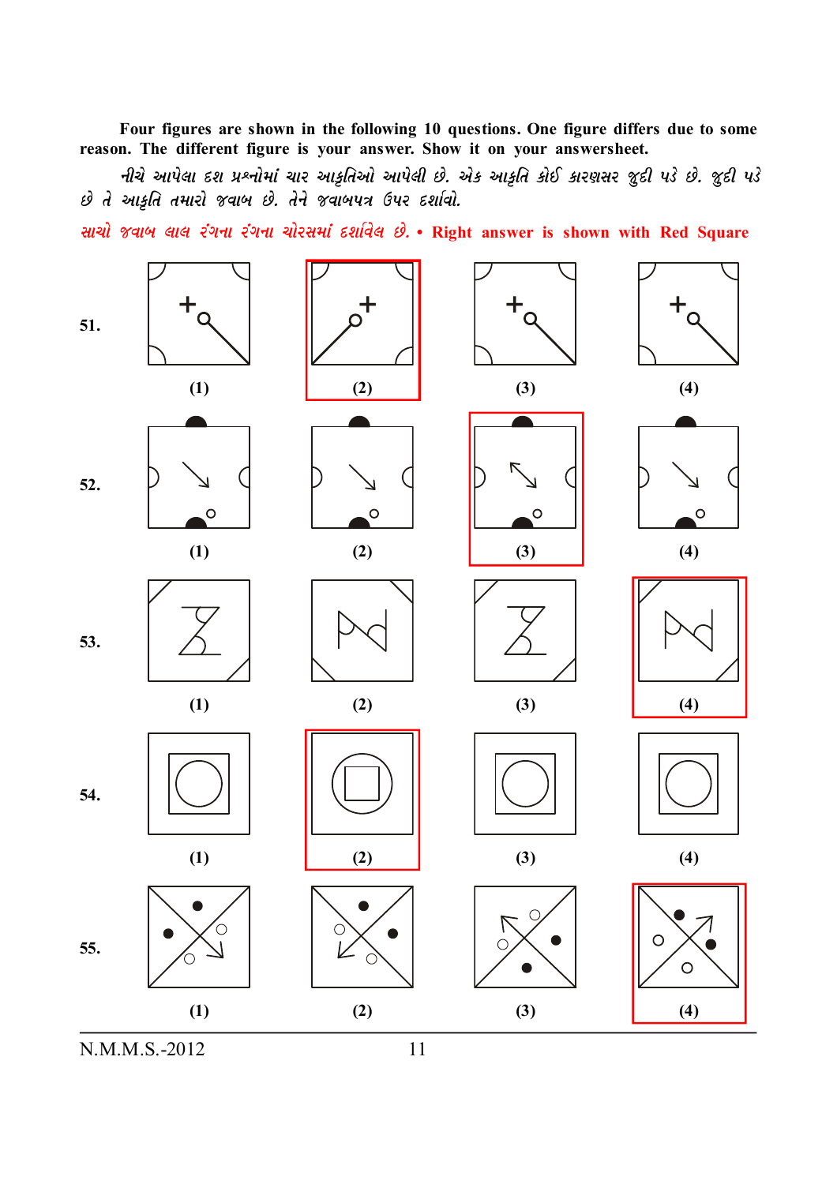Four figures are shown in the following 10 questions. One figure differs due to some reason. The different figure is your answer. Show it on your answersheet.

નીચે આપેલા દશ પ્રશ્નોમાં ચાર આકૃતિઓ આપેલી છે. એક આકૃતિ કોઈ કારણસર જુદી પડે છે. જુદી પડે છે તે આકૃતિ તમારો જવાબ છે. તેને જવાબપત્ર ઉપર દર્શાવો.

સાચો જવાબ લાલ રંગના રંગના ચોરસમાં દર્શાવેલ છે. • Right answer is shown with Red Square

**51.** (1) (2) (3) (4)

**52.** (1) (2) (3) (4)

**53.** (1) (2) (3) (4)

**54.** (1) (2) (3) (4)

**55.** (1) (2) (3) (4)

N.M.M.S.-2012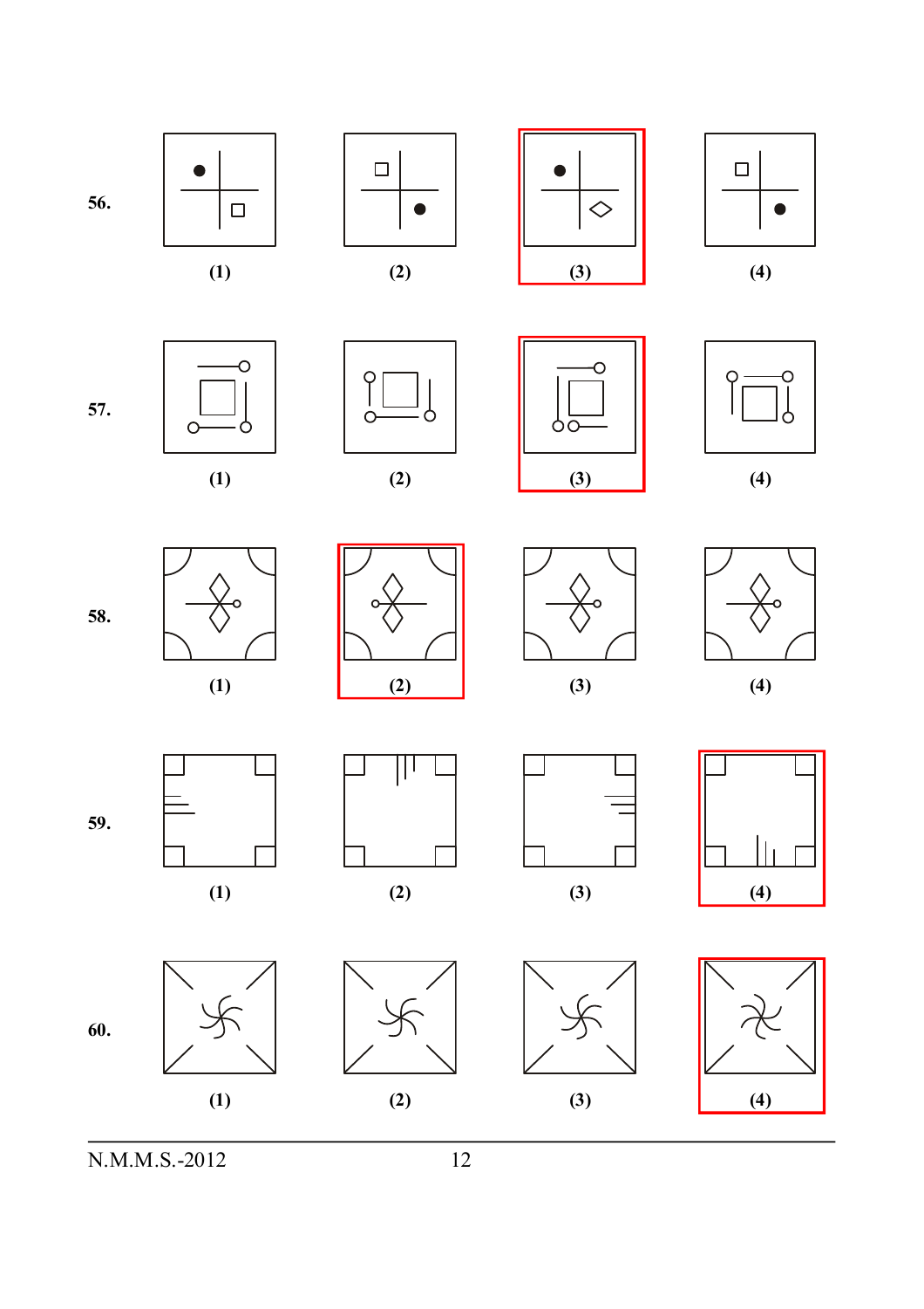56. (1) (2) (3) (4)

57. (1) (2) (3) (4)

58. (1) (2) (3) (4)

59. (1) (2) (3) (4)

60. (1) (2) (3) (4)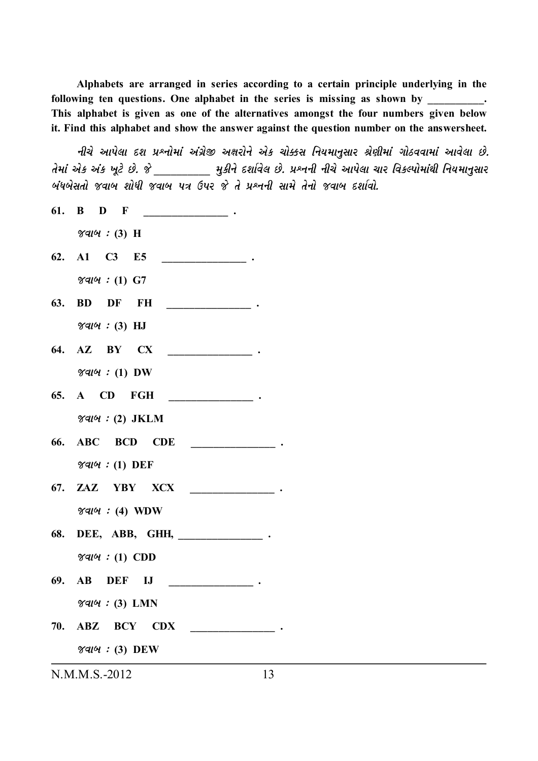**Alphabets are arranged in series according to a certain principle underlying in the following ten questions. One alphabet in the series is missing as shown by __________. This alphabet is given as one of the alternatives amongst the four numbers given below it. Find this alphabet and show the answer against the question number on the answersheet.**

*નીચે આપેલા દશ પ્રશ્નોમાં અંગ્રેજી અક્ષરોને એક ચોક્કસ નિયમાનુસાર શ્રેણીમાં ગોઠવવામાં આવેલા છે. તેમાં એક અંક ખૂટે છે. જે __________ મુકીને દર્શાવેલ છે. પ્રશ્નની નીચે આપેલા ચાર વિકલ્પોમાંથી નિયમાનુસાર બંધબેસતો જવાબ શોધી જવાબ પત્ર ઉપર જે તે પ્રશ્નની સામે તેનો જવાબ દર્શાવો.*

**61. B D F _______________ .**

જવાબ : **(3) H**

**62. A1 C3 E5 _______________ .**

જવાબ : **(1) G7**

**63. BD DF FH _______________ .**

જવાબ : **(3) HJ**

**64. AZ BY CX _______________ .**

જવાબ : **(1) DW**

**65. A CD FGH _______________ .**

જવાબ : **(2) JKLM**

**66. ABC BCD CDE _______________ .**

જવાબ : **(1) DEF**

**67. ZAZ YBY XCX _______________ .**

જવાબ : **(4) WDW**

**68. DEE, ABB, GHH, _______________ .**

જવાબ : **(1) CDD**

**69. AB DEF IJ _______________ .**

જવાબ : **(3) LMN**

**70. ABZ BCY CDX _______________ .**

જવાબ : **(3) DEW**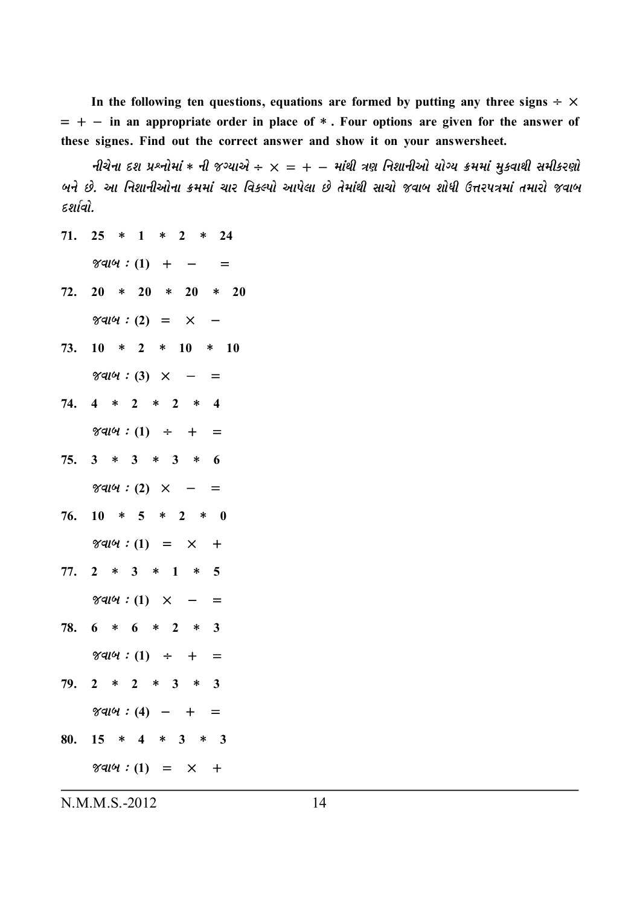**In the following ten questions, equations are formed by putting any three signs $\div$ $\times$ $=$ $+$ $-$ in an appropriate order in place of * . Four options are given for the answer of these signes. Find out the correct answer and show it on your answersheet.**

***નીચેના દશ પ્રશ્નોમાં * ની જગ્યાએ $\div$ $\times$ $=$ $+$ $-$ માંથી ત્રણ નિશાનીઓ યોગ્ય ક્રમમાં મુકવાથી સમીકરણો બને છે. આ નિશાનીઓના ક્રમમાં ચાર વિકલ્પો આપેલા છે તેમાંથી સાચો જવાબ શોધી ઉત્તરપત્રમાં તમારો જવાબ દર્શાવો.***

**71.** 25 * 1 * 2 * 24

જવાબ : (1) $+$ $-$ $=$

**72.** 20 * 20 * 20 * 20

જવાબ : (2) $=$ $\times$ $-$

**73.** 10 * 2 * 10 * 10

જવાબ : (3) $\times$ $-$ $=$

**74.** 4 * 2 * 2 * 4

જવાબ : (1) $\div$ $+$ $=$

**75.** 3 * 3 * 3 * 6

જવાબ : (2) $\times$ $-$ $=$

**76.** 10 * 5 * 2 * 0

જવાબ : (1) $=$ $\times$ $+$

**77.** 2 * 3 * 1 * 5

જવાબ : (1) $\times$ $-$ $=$

**78.** 6 * 6 * 2 * 3

જવાબ : (1) $\div$ $+$ $=$

**79.** 2 * 2 * 3 * 3

જવાબ : (4) $-$ $+$ $=$

**80.** 15 * 4 * 3 * 3

જવાબ : (1) $=$ $\times$ $+$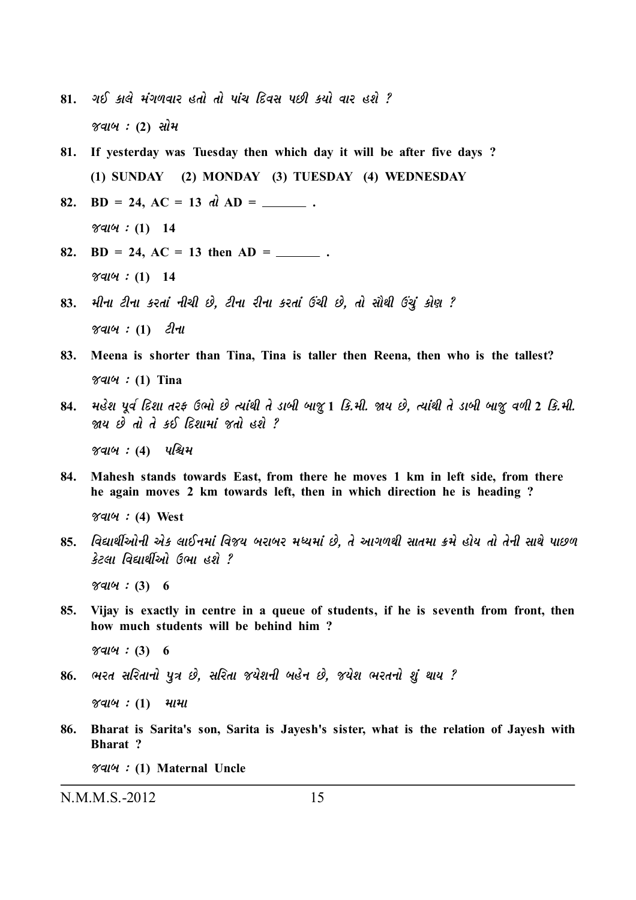81. ગઈ કાલે મંગળવાર હતો તો પાંચ દિવસ પછી કયો વાર હશે ?

*જવાબ :* **(2) સોમ**

**81. If yesterday was Tuesday then which day it will be after five days ?**

**(1) SUNDAY (2) MONDAY (3) TUESDAY (4) WEDNESDAY**

**82. BD = 24, AC = 13** *તો* **AD = _______ .**

*જવાબ :* **(1) 14**

**82. BD = 24, AC = 13 then AD = _______ .**

*જવાબ :* **(1) 14**

83. મીના ટીના કરતાં નીચી છે, ટીના રીના કરતાં ઉંચી છે, તો સૌથી ઉંચું કોણ ?

*જવાબ :* **(1)** *ટીના*

**83. Meena is shorter than Tina, Tina is taller then Reena, then who is the tallest?**

*જવાબ :* **(1) Tina**

84. મહેશ પૂર્વ દિશા તરફ ઉભો છે ત્યાંથી તે ડાબી બાજુ 1 કિ.મી. જાય છે, ત્યાંથી તે ડાબી બાજુ વળી 2 કિ.મી. જાય છે તો તે કઈ દિશામાં જતો હશે ?

*જવાબ :* **(4)** *પશ્ચિમ*

**84. Mahesh stands towards East, from there he moves 1 km in left side, from there he again moves 2 km towards left, then in which direction he is heading ?**

*જવાબ :* **(4) West**

85. વિદ્યાર્થીઓની એક લાઈનમાં વિજય બરાબર મધ્યમાં છે, તે આગળથી સાતમા ક્રમે હોય તો તેની સાથે પાછળ કેટલા વિદ્યાર્થીઓ ઉભા હશે ?

*જવાબ :* **(3) 6**

**85. Vijay is exactly in centre in a queue of students, if he is seventh from front, then how much students will be behind him ?**

*જવાબ :* **(3) 6**

86. ભરત સરિતાનો પુત્ર છે, સરિતા જયેશની બહેન છે, જયેશ ભરતનો શું થાય ?

*જવાબ :* **(1)** *મામા*

**86. Bharat is Sarita's son, Sarita is Jayesh's sister, what is the relation of Jayesh with Bharat ?**

*જવાબ :* **(1) Maternal Uncle**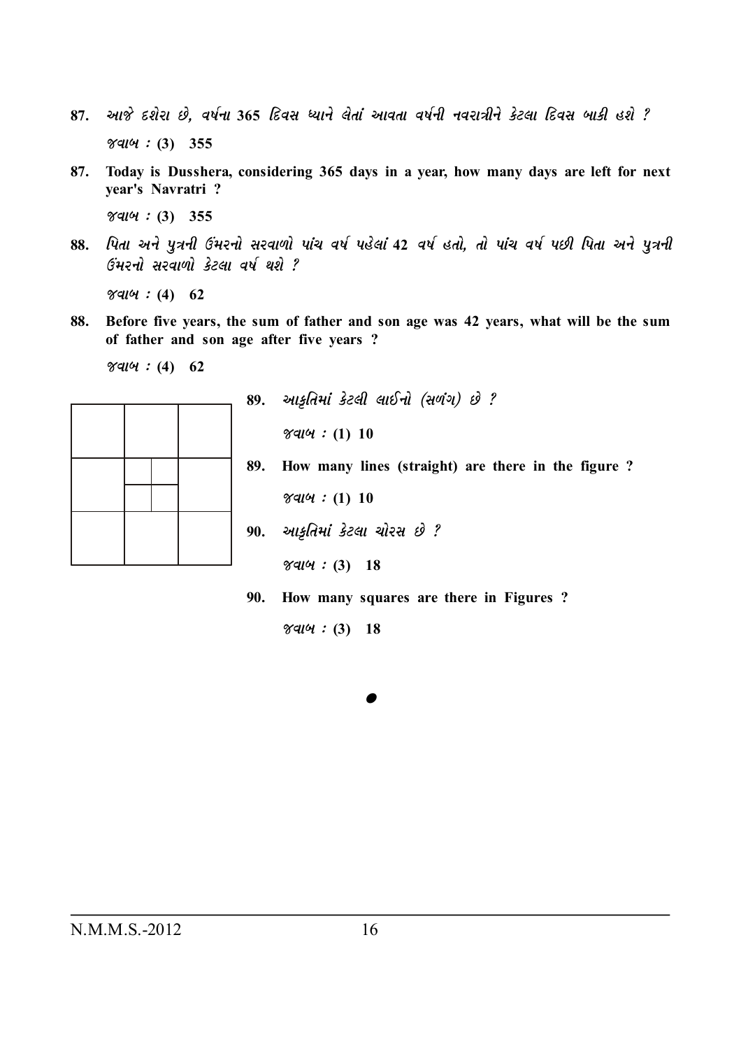87. આજે દશેરા છે, વર્ષના 365 દિવસ ધ્યાને લેતાં આવતા વર્ષની નવરાત્રીને કેટલા દિવસ બાકી હશે ?

જવાબ : **(3) 355**

87. **Today is Dusshera, considering 365 days in a year, how many days are left for next year's Navratri ?**

જવાબ : **(3) 355**

88. પિતા અને પુત્રની ઉંમરનો સરવાળો પાંચ વર્ષ પહેલાં 42 વર્ષ હતો, તો પાંચ વર્ષ પછી પિતા અને પુત્રની ઉંમરનો સરવાળો કેટલા વર્ષ થશે ?

જવાબ : **(4) 62**

88. **Before five years, the sum of father and son age was 42 years, what will be the sum of father and son age after five years ?**

જવાબ : **(4) 62**

89. આકૃતિમાં કેટલી લાઈનો (સળંગ) છે ?

જવાબ : **(1) 10**

89. **How many lines (straight) are there in the figure ?**

જવાબ : **(1) 10**

90. આકૃતિમાં કેટલા ચોરસ છે ?

જવાબ : **(3) 18**

90. **How many squares are there in Figures ?**

જવાબ : **(3) 18**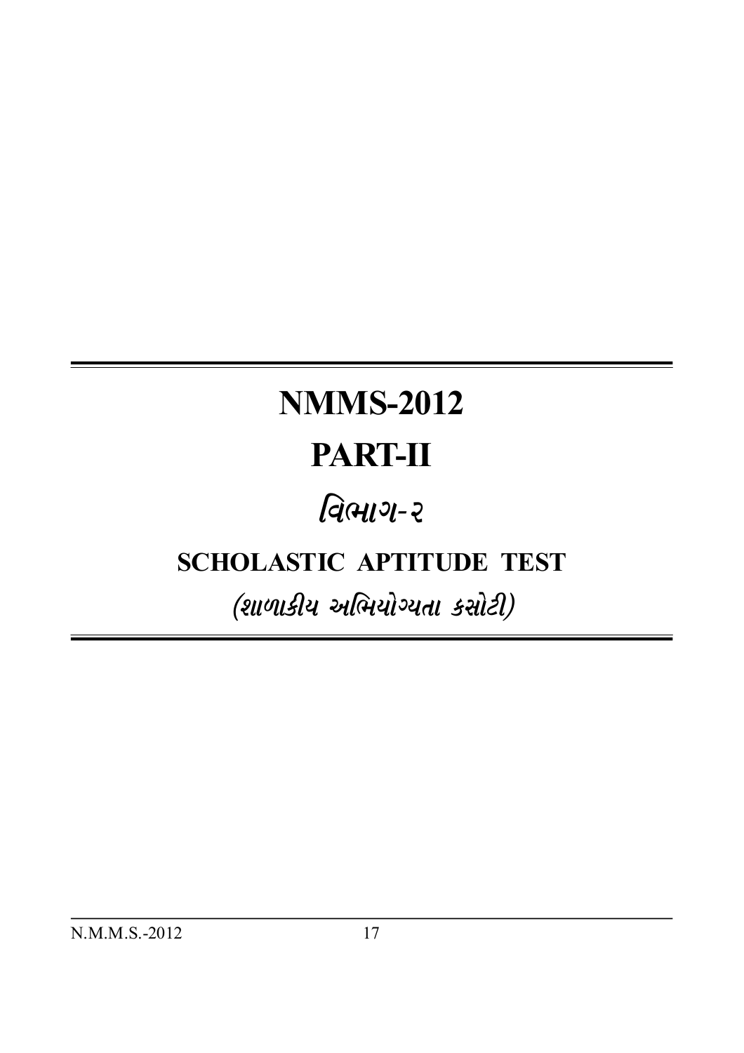# NMMS-2012

# PART-II

## વિભાગ-૨

## SCHOLASTIC APTITUDE TEST

### (શાળાકીય અભિયોગ્યતા કસોટી)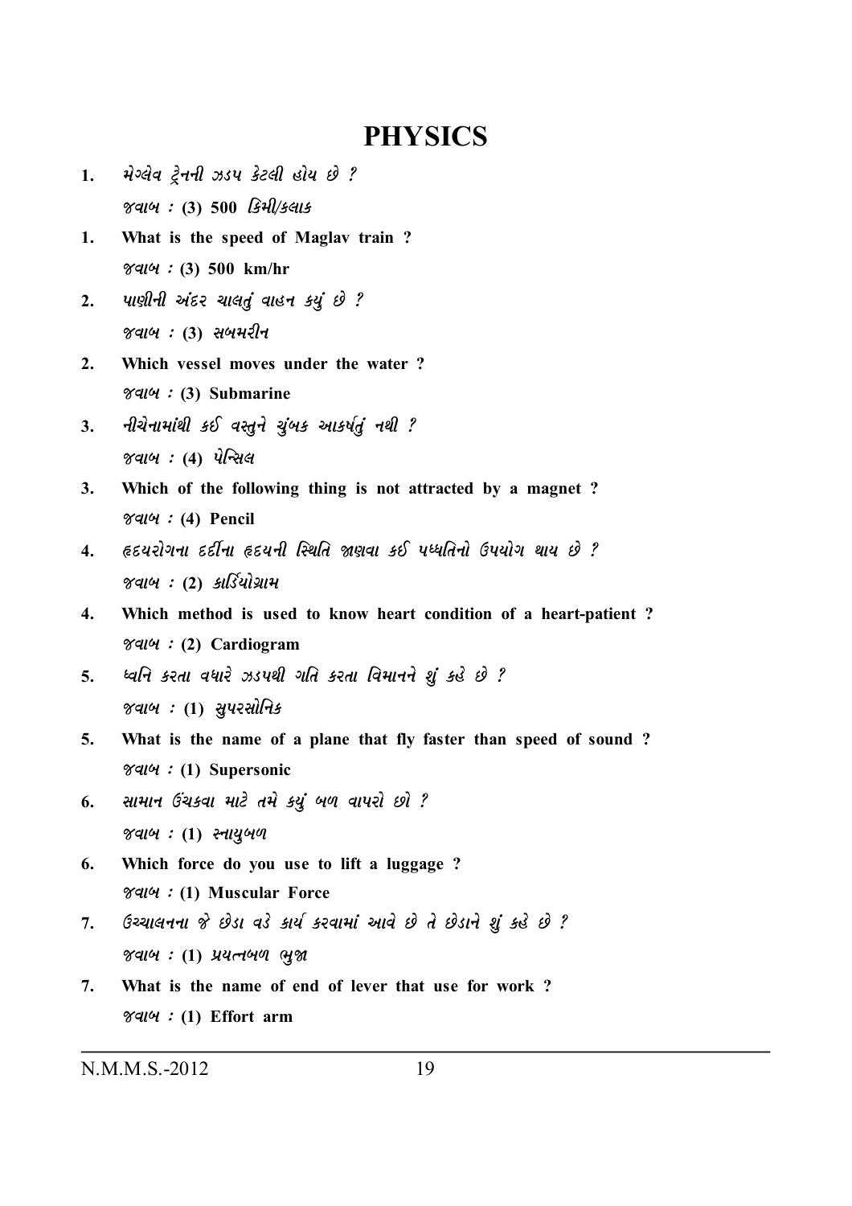# PHYSICS

1. મેગ્લેવ ટ્રેનની ઝડપ કેટલી હોય છે ?

   જવાબ : **(3) 500 કિમી/કલાક**

1. **What is the speed of Maglav train ?**

   જવાબ : **(3) 500 km/hr**

2. પાણીની અંદર ચાલતું વાહન કયું છે ?

   જવાબ : **(3) સબમરીન**

2. **Which vessel moves under the water ?**

   જવાબ : **(3) Submarine**

3. નીચેનામાંથી કઈ વસ્તુને ચુંબક આકર્ષતું નથી ?

   જવાબ : **(4) પેન્સિલ**

3. **Which of the following thing is not attracted by a magnet ?**

   જવાબ : **(4) Pencil**

4. હૃદયરોગના દર્દીના હૃદયની સ્થિતિ જાણવા કઈ પધ્ધતિનો ઉપયોગ થાય છે ?

   જવાબ : **(2) કાર્ડિયોગ્રામ**

4. **Which method is used to know heart condition of a heart-patient ?**

   જવાબ : **(2) Cardiogram**

5. ધ્વનિ કરતા વધારે ઝડપથી ગતિ કરતા વિમાનને શું કહે છે ?

   જવાબ : **(1) સુપરસોનિક**

5. **What is the name of a plane that fly faster than speed of sound ?**

   જવાબ : **(1) Supersonic**

6. સામાન ઉંચકવા માટે તમે કયું બળ વાપરો છો ?

   જવાબ : **(1) સ્નાયુબળ**

6. **Which force do you use to lift a luggage ?**

   જવાબ : **(1) Muscular Force**

7. ઉચ્ચાલનના જે છેડા વડે કાર્ય કરવામાં આવે છે તે છેડાને શું કહે છે ?

   જવાબ : **(1) પ્રયત્નબળ ભુજા**

7. **What is the name of end of lever that use for work ?**

   જવાબ : **(1) Effort arm**

N.M.M.S.-2012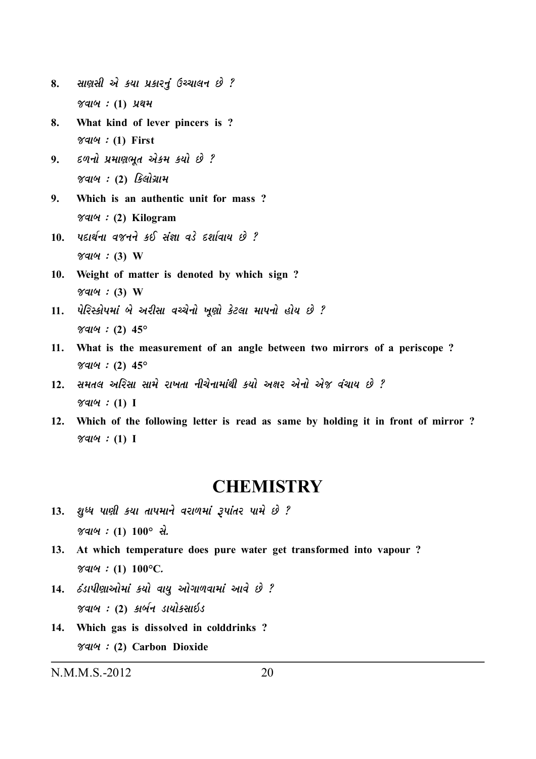8. સાણસી એ કયા પ્રકારનું ઉચ્ચાલન છે ?

   જવાબ : (1) પ્રથમ

8. What kind of lever pincers is ?

   જવાબ : (1) First

9. દળનો પ્રમાણભૂત એકમ કયો છે ?

   જવાબ : (2) કિલોગ્રામ

9. Which is an authentic unit for mass ?

   જવાબ : (2) Kilogram

10. પદાર્થના વજનને કઈ સંજ્ઞા વડે દર્શાવાય છે ?

    જવાબ : (3) W

10. Weight of matter is denoted by which sign ?

    જવાબ : (3) W

11. પેરિસ્કોપમાં બે અરીસા વચ્ચેનો ખૂણો કેટલા માપનો હોય છે ?

    જવાબ : (2) 45°

11. What is the measurement of an angle between two mirrors of a periscope ?

    જવાબ : (2) 45°

12. સમતલ અરિસા સામે રાખતા નીચેનામાંથી કયો અક્ષર એનો એજ વંચાય છે ?

    જવાબ : (1) I

12. Which of the following letter is read as same by holding it in front of mirror ?

    જવાબ : (1) I

# CHEMISTRY

13. શુધ્ધ પાણી કયા તાપમાને વરાળમાં રૂપાંતર પામે છે ?

    જવાબ : (1) 100° સે.

13. At which temperature does pure water get transformed into vapour ?

    જવાબ : (1) 100°C.

14. ઠંડાપીણાઓમાં કયો વાયુ ઓગાળવામાં આવે છે ?

    જવાબ : (2) કાર્બન ડાયોક્સાઈડ

14. Which gas is dissolved in colddrinks ?

    જવાબ : (2) Carbon Dioxide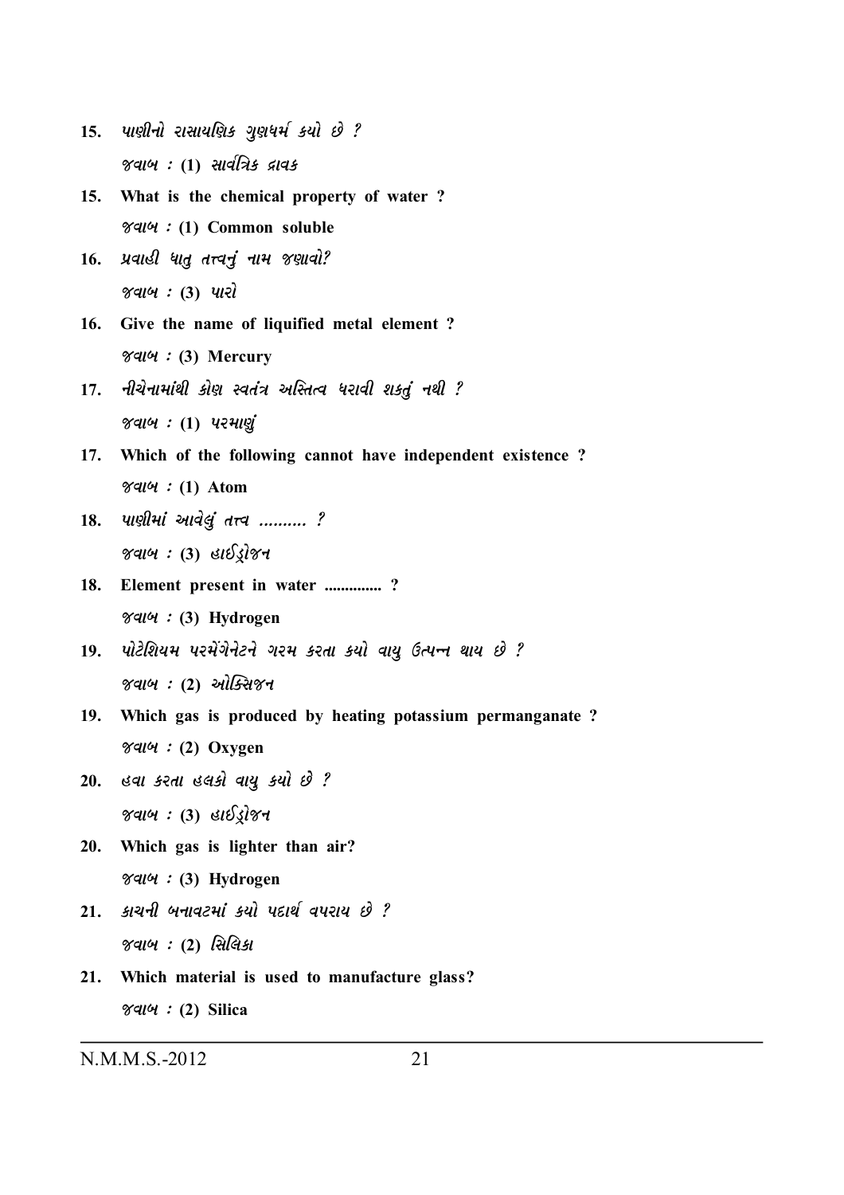15. પાણીનો રાસાયણિક ગુણધર્મ કયો છે ?

જવાબ : (1) સાર્વત્રિક દ્રાવક

15. **What is the chemical property of water ?**

જવાબ : **(1) Common soluble**

16. પ્રવાહી ધાતુ તત્ત્વનું નામ જણાવો?

જવાબ : (3) પારો

16. **Give the name of liquified metal element ?**

જવાબ : **(3) Mercury**

17. નીચેનામાંથી કોણ સ્વતંત્ર અસ્તિત્વ ધરાવી શકતું નથી ?

જવાબ : (1) પરમાણું

17. **Which of the following cannot have independent existence ?**

જવાબ : **(1) Atom**

18. પાણીમાં આવેલું તત્ત્વ .......... ?

જવાબ : (3) હાઈડ્રોજન

18. **Element present in water .............. ?**

જવાબ : **(3) Hydrogen**

19. પોટેશિયમ પરમેંગેનેટને ગરમ કરતા કયો વાયુ ઉત્પન્ન થાય છે ?

જવાબ : (2) ઓક્સિજન

19. **Which gas is produced by heating potassium permanganate ?**

જવાબ : **(2) Oxygen**

20. હવા કરતા હલકો વાયુ કયો છે ?

જવાબ : (3) હાઈડ્રોજન

20. **Which gas is lighter than air?**

જવાબ : **(3) Hydrogen**

21. કાચની બનાવટમાં કયો પદાર્થ વપરાય છે ?

જવાબ : (2) સિલિકા

21. **Which material is used to manufacture glass?**

જવાબ : **(2) Silica**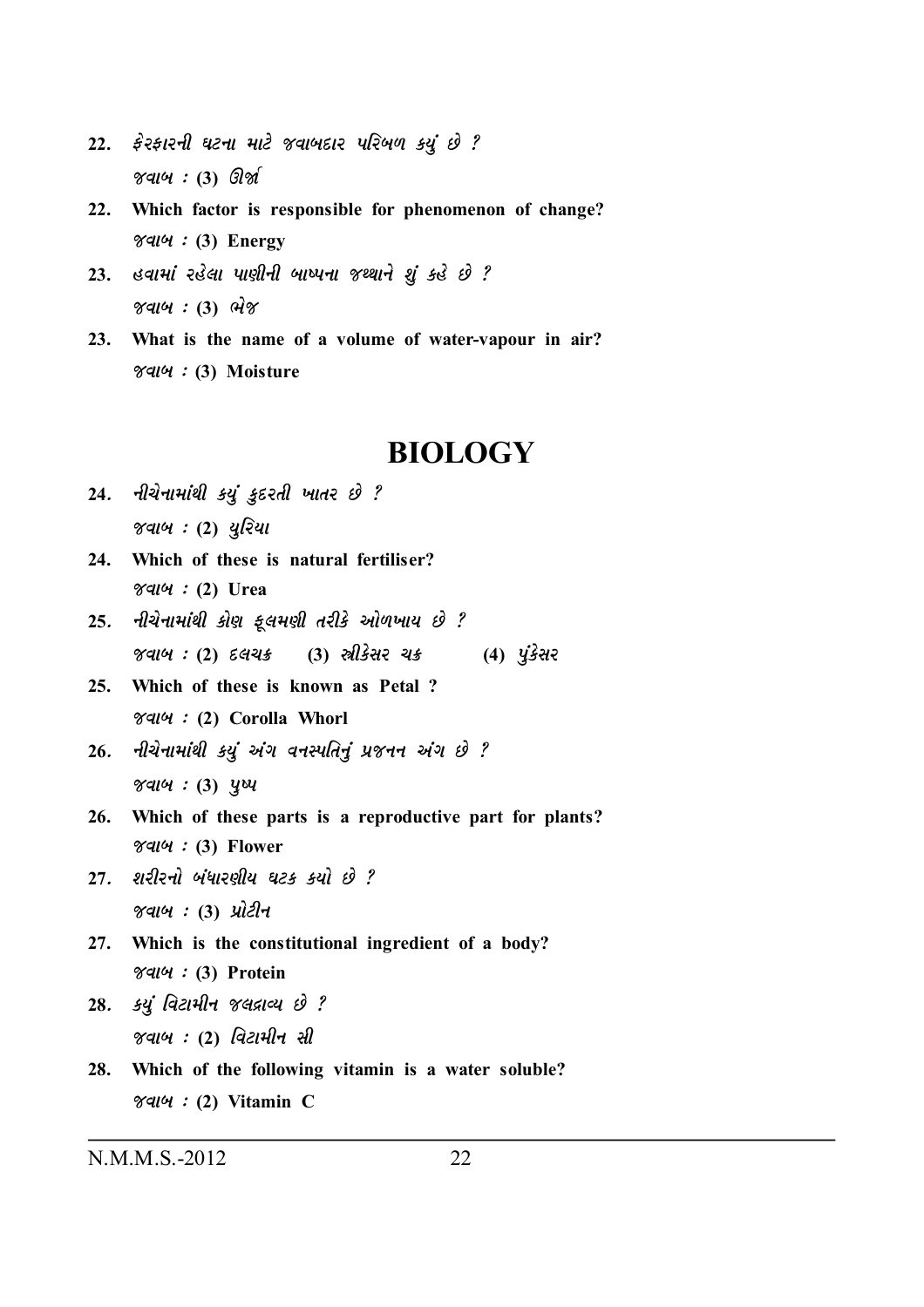22. ફેરફારની ઘટના માટે જવાબદાર પરિબળ કયું છે ?

    જવાબ : (3) ઊર્જા

22. Which factor is responsible for phenomenon of change?

    જવાબ : (3) Energy

23. હવામાં રહેલા પાણીની બાષ્પના જથ્થાને શું કહે છે ?

    જવાબ : (3) ભેજ

23. What is the name of a volume of water-vapour in air?

    જવાબ : (3) Moisture

# BIOLOGY

24. નીચેનામાંથી કયું કુદરતી ખાતર છે ?

    જવાબ : (2) યુરિયા

24. Which of these is natural fertiliser?

    જવાબ : (2) Urea

25. નીચેનામાંથી કોણ ફૂલમણી તરીકે ઓળખાય છે ?

    જવાબ : (2) દલચક્ર (3) સ્ત્રીકેસર ચક્ર (4) પુંકેસર

25. Which of these is known as Petal ?

    જવાબ : (2) Corolla Whorl

26. નીચેનામાંથી કયું અંગ વનસ્પતિનું પ્રજનન અંગ છે ?

    જવાબ : (3) પુષ્પ

26. Which of these parts is a reproductive part for plants?

    જવાબ : (3) Flower

27. શરીરનો બંધારણીય ઘટક કયો છે ?

    જવાબ : (3) પ્રોટીન

27. Which is the constitutional ingredient of a body?

    જવાબ : (3) Protein

28. કયું વિટામીન જલદ્રાવ્ય છે ?

    જવાબ : (2) વિટામીન સી

28. Which of the following vitamin is a water soluble?

    જવાબ : (2) Vitamin C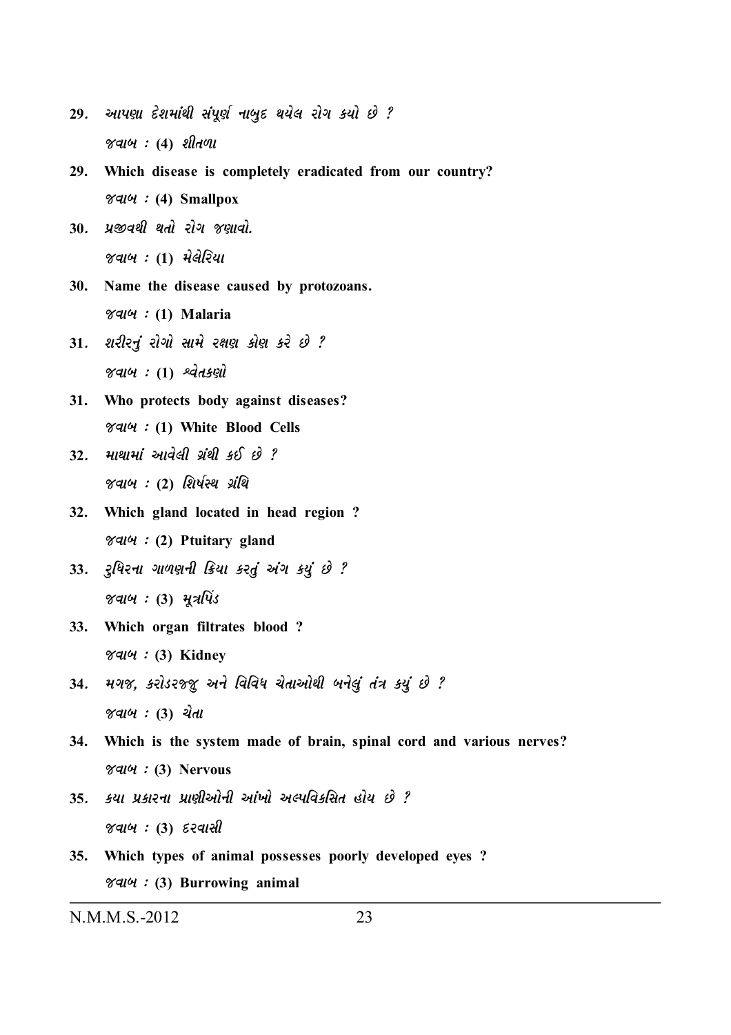29. આપણા દેશમાંથી સંપૂર્ણ નાબુદ થયેલ રોગ કયો છે ?

જવાબ : (4) શીતળા

29. **Which disease is completely eradicated from our country?**

જવાબ : (4) **Smallpox**

30. પ્રજીવથી થતો રોગ જણાવો.

જવાબ : (1) મેલેરિયા

30. **Name the disease caused by protozoans.**

જવાબ : (1) **Malaria**

31. શરીરનું રોગો સામે રક્ષણ કોણ કરે છે ?

જવાબ : (1) શ્વેતકણો

31. **Who protects body against diseases?**

જવાબ : (1) **White Blood Cells**

32. માથામાં આવેલી ગ્રંથી કઈ છે ?

જવાબ : (2) શિર્ષસ્થ ગ્રંથિ

32. **Which gland located in head region ?**

જવાબ : (2) **Ptuitary gland**

33. રુધિરના ગાળણની ક્રિયા કરતું અંગ કયું છે ?

જવાબ : (3) મૂત્રપિંડ

33. **Which organ filtrates blood ?**

જવાબ : (3) **Kidney**

34. મગજ, કરોડરજ્જુ અને વિવિધ ચેતાઓથી બનેલું તંત્ર કયું છે ?

જવાબ : (3) ચેતા

34. **Which is the system made of brain, spinal cord and various nerves?**

જવાબ : (3) **Nervous**

35. કયા પ્રકારના પ્રાણીઓની આંખો અલ્પવિકસિત હોય છે ?

જવાબ : (3) દરવાસી

35. **Which types of animal possesses poorly developed eyes ?**

જવાબ : (3) **Burrowing animal**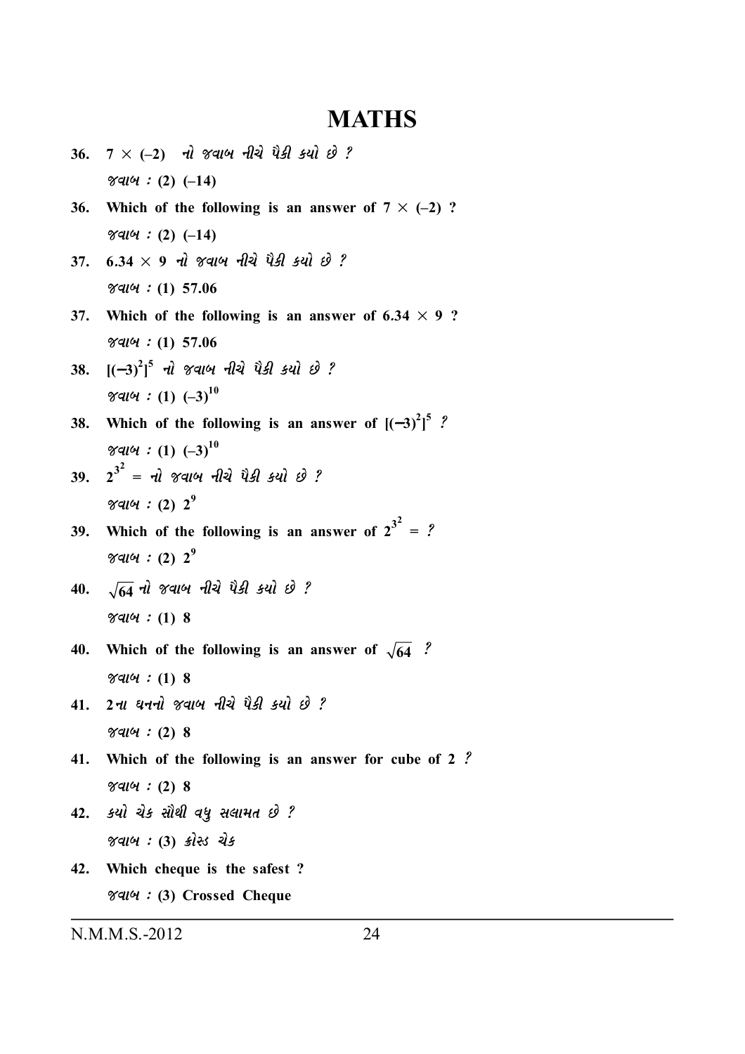# MATHS

36. $7 \times (-2)$ નો જવાબ નીચે પૈકી કયો છે ?

જવાબ : (2) $(-14)$

36. Which of the following is an answer of $7 \times (-2)$ ?

જવાબ : (2) $(-14)$

37. $6.34 \times 9$ નો જવાબ નીચે પૈકી કયો છે ?

જવાબ : (1) 57.06

37. Which of the following is an answer of $6.34 \times 9$ ?

જવાબ : (1) 57.06

38. $[(-3)^2]^5$ નો જવાબ નીચે પૈકી કયો છે ?

જવાબ : (1) $(-3)^{10}$

38. Which of the following is an answer of $[(-3)^2]^5$ ?

જવાબ : (1) $(-3)^{10}$

39. $2^{3^2} =$ નો જવાબ નીચે પૈકી કયો છે ?

જવાબ : (2) $2^9$

39. Which of the following is an answer of $2^{3^2} =$ ?

જવાબ : (2) $2^9$

40. $\sqrt{64}$ નો જવાબ નીચે પૈકી કયો છે ?

જવાબ : (1) 8

40. Which of the following is an answer of $\sqrt{64}$ ?

જવાબ : (1) 8

41. 2ના ઘનનો જવાબ નીચે પૈકી કયો છે ?

જવાબ : (2) 8

41. Which of the following is an answer for cube of 2 ?

જવાબ : (2) 8

42. કયો ચેક સૌથી વધુ સલામત છે ?

જવાબ : (3) ક્રોસ્ડ ચેક

42. Which cheque is the safest ?

જવાબ : (3) Crossed Cheque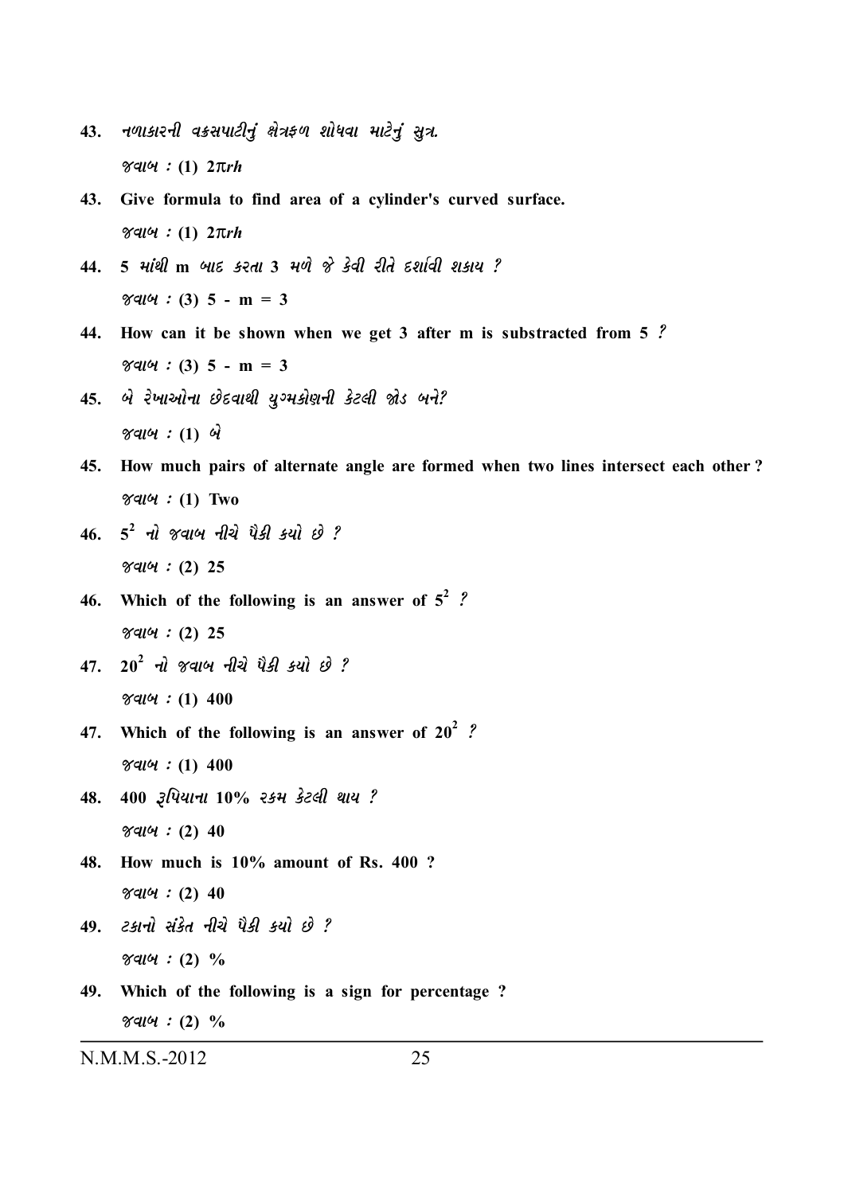43. નળાકારની વક્રસપાટીનું ક્ષેત્રફળ શોધવા માટેનું સુત્ર.

જવાબ : (1) $2\pi rh$

43. **Give formula to find area of a cylinder's curved surface.**

જવાબ : (1) $2\pi rh$

44. 5 માંથી m બાદ કરતા 3 મળે જે કેવી રીતે દર્શાવી શકાય ?

જવાબ : (3) 5 - m = 3

44. **How can it be shown when we get 3 after m is substracted from 5 ?**

જવાબ : (3) 5 - m = 3

45. બે રેખાઓના છેદવાથી યુગ્મકોણની કેટલી જોડ બને?

જવાબ : (1) બે

45. **How much pairs of alternate angle are formed when two lines intersect each other ?**

જવાબ : (1) Two

46. $5^2$ નો જવાબ નીચે પૈકી કયો છે ?

જવાબ : (2) 25

46. **Which of the following is an answer of $5^2$ ?**

જવાબ : (2) 25

47. $20^2$ નો જવાબ નીચે પૈકી કયો છે ?

જવાબ : (1) 400

47. **Which of the following is an answer of $20^2$ ?**

જવાબ : (1) 400

48. 400 રૂપિયાના 10% રકમ કેટલી થાય ?

જવાબ : (2) 40

48. **How much is 10% amount of Rs. 400 ?**

જવાબ : (2) 40

49. ટકાનો સંકેત નીચે પૈકી કયો છે ?

જવાબ : (2) %

49. **Which of the following is a sign for percentage ?**

જવાબ : (2) %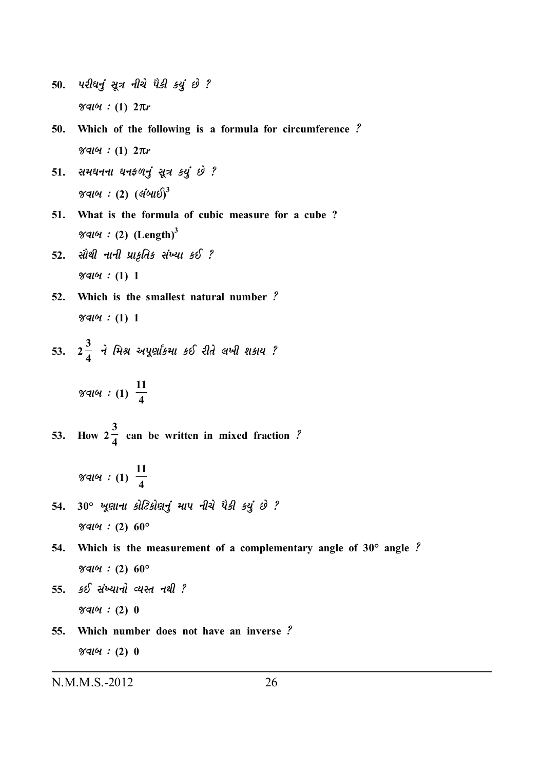50. પરીઘનું સૂત્ર નીચે પૈકી કયું છે ?

જવાબ : (1) $2\pi r$

50. Which of the following is a formula for circumference ?

જવાબ : (1) $2\pi r$

51. સમઘનના ઘનફળનું સૂત્ર કયું છે ?

જવાબ : (2) $(\text{લંબાઈ})^3$

51. What is the formula of cubic measure for a cube ?

જવાબ : (2) $(\text{Length})^3$

52. સૌથી નાની પ્રાકૃતિક સંખ્યા કઈ ?

જવાબ : (1) 1

52. Which is the smallest natural number ?

જવાબ : (1) 1

53. $2\frac{3}{4}$ ને મિશ્ર અપૂર્ણાંકમા કઈ રીતે લખી શકાય ?

જવાબ : (1) $\frac{11}{4}$

53. How $2\frac{3}{4}$ can be written in mixed fraction ?

જવાબ : (1) $\frac{11}{4}$

54. $30°$ ખૂણાના કોટિકોણનું માપ નીચે પૈકી કયું છે ?

જવાબ : (2) $60°$

54. Which is the measurement of a complementary angle of $30°$ angle ?

જવાબ : (2) $60°$

55. કઈ સંખ્યાનો વ્યસ્ત નથી ?

જવાબ : (2) 0

55. Which number does not have an inverse ?

જવાબ : (2) 0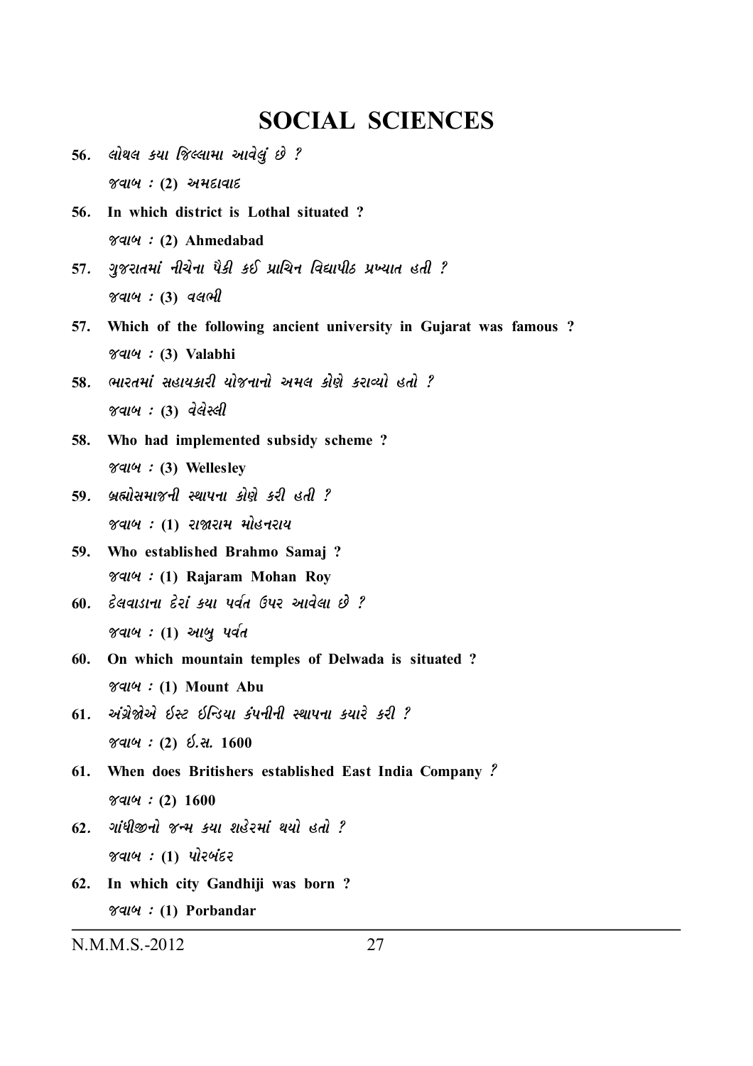# SOCIAL SCIENCES

**56.** *લોથલ કયા જિલ્લામા આવેલું છે ?*

*જવાબ :* **(2)** *અમદાવાદ*

**56. In which district is Lothal situated ?**

*જવાબ :* **(2) Ahmedabad**

**57.** *ગુજરાતમાં નીચેના પૈકી કઈ પ્રાચિન વિદ્યાપીઠ પ્રખ્યાત હતી ?*

*જવાબ :* **(3)** *વલભી*

**57. Which of the following ancient university in Gujarat was famous ?**

*જવાબ :* **(3) Valabhi**

**58.** *ભારતમાં સહાયકારી યોજનાનો અમલ કોણે કરાવ્યો હતો ?*

*જવાબ :* **(3)** *વેલેસ્લી*

**58. Who had implemented subsidy scheme ?**

*જવાબ :* **(3) Wellesley**

**59.** *બ્રહ્મોસમાજની સ્થાપના કોણે કરી હતી ?*

*જવાબ :* **(1)** *રાજારામ મોહનરાય*

**59. Who established Brahmo Samaj ?**

*જવાબ :* **(1) Rajaram Mohan Roy**

**60.** *દેલવાડાના દેરાં કયા પર્વત ઉપર આવેલા છે ?*

*જવાબ :* **(1)** *આબુ પર્વત*

**60. On which mountain temples of Delwada is situated ?**

*જવાબ :* **(1) Mount Abu**

**61.** *અંગ્રેજોએ ઈસ્ટ ઈન્ડિયા કંપનીની સ્થાપના કયારે કરી ?*

*જવાબ :* **(2)** *ઈ.સ.* **1600**

**61. When does Britishers established East India Company ?**

*જવાબ :* **(2) 1600**

**62.** *ગાંધીજીનો જન્મ કયા શહેરમાં થયો હતો ?*

*જવાબ :* **(1)** *પોરબંદર*

**62. In which city Gandhiji was born ?**

*જવાબ :* **(1) Porbandar**

N.M.M.S.-2012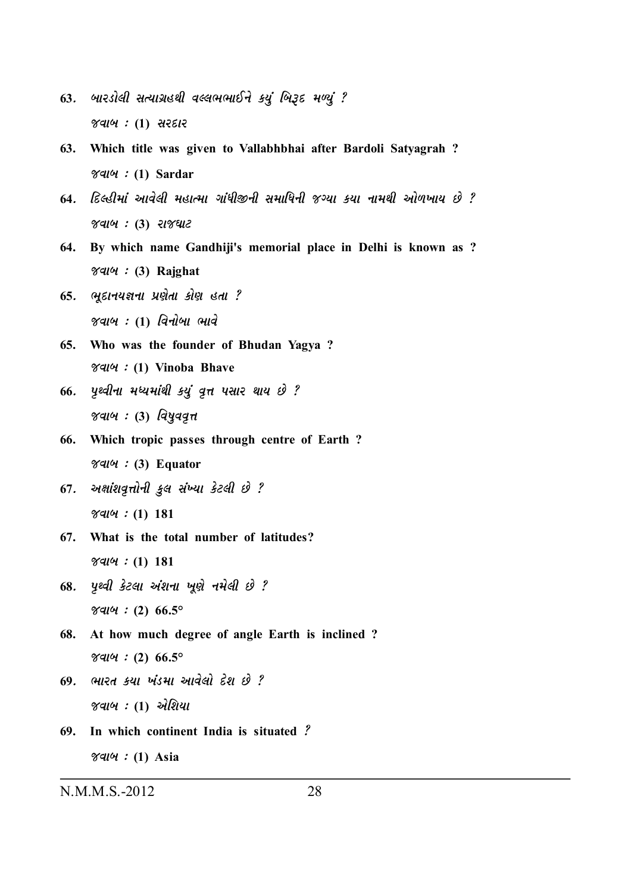63. બારડોલી સત્યાગ્રહથી વલ્લભભાઈને કયું બિરૂદ મળ્યું ?

જવાબ : (1) સરદાર

**63. Which title was given to Vallabhbhai after Bardoli Satyagrah ?**

જવાબ : **(1) Sardar**

64. દિલ્હીમાં આવેલી મહાત્મા ગાંધીજીની સમાધિની જગ્યા કયા નામથી ઓળખાય છે ?

જવાબ : (3) રાજઘાટ

**64. By which name Gandhiji's memorial place in Delhi is known as ?**

જવાબ : **(3) Rajghat**

65. ભૂદાનયજ્ઞના પ્રણેતા કોણ હતા ?

જવાબ : (1) વિનોબા ભાવે

**65. Who was the founder of Bhudan Yagya ?**

જવાબ : **(1) Vinoba Bhave**

66. પૃથ્વીના મધ્યમાંથી કયું વૃત્ત પસાર થાય છે ?

જવાબ : (3) વિષુવવૃત્ત

**66. Which tropic passes through centre of Earth ?**

જવાબ : **(3) Equator**

67. અક્ષાંશવૃત્તોની કુલ સંખ્યા કેટલી છે ?

જવાબ : (1) 181

**67. What is the total number of latitudes?**

જવાબ : **(1) 181**

68. પૃથ્વી કેટલા અંશના ખૂણે નમેલી છે ?

જવાબ : (2) 66.5°

**68. At how much degree of angle Earth is inclined ?**

જવાબ : **(2) 66.5°**

69. ભારત કયા ખંડમા આવેલો દેશ છે ?

જવાબ : (1) એશિયા

**69. In which continent India is situated ?**

જવાબ : **(1) Asia**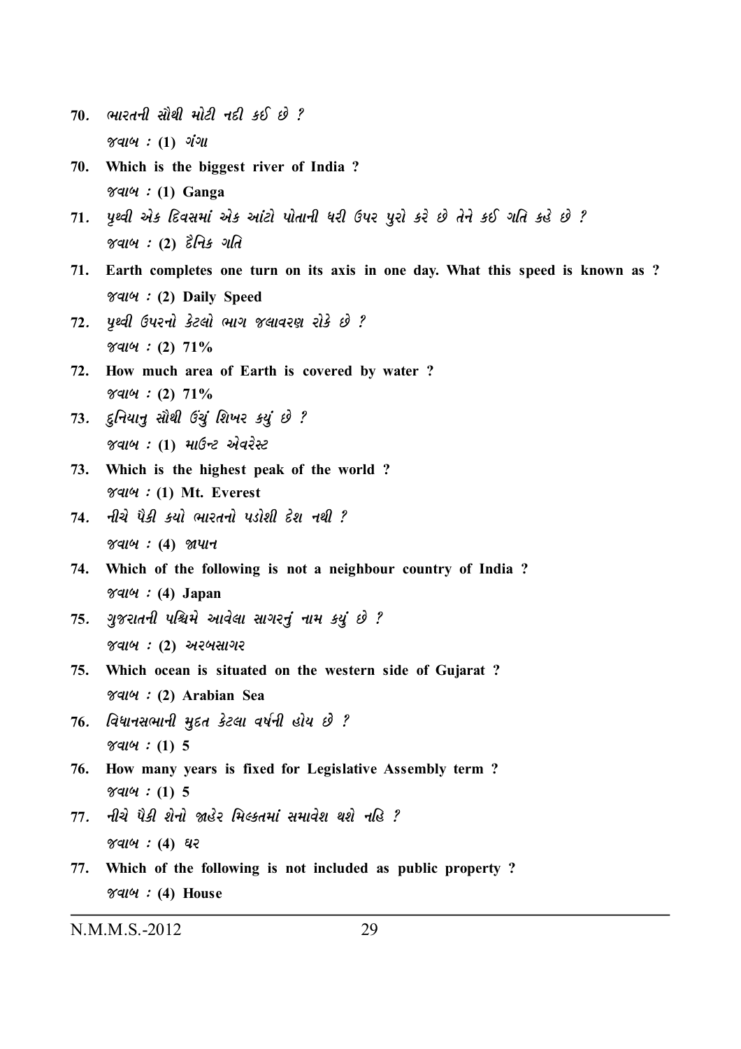70. ભારતની સૌથી મોટી નદી કઈ છે ?

જવાબ : (1) ગંગા

70. **Which is the biggest river of India ?**

જવાબ : (1) **Ganga**

71. પૃથ્વી એક દિવસમાં એક આંટો પોતાની ધરી ઉપર પુરો કરે છે તેને કઈ ગતિ કહે છે ?

જવાબ : (2) દૈનિક ગતિ

71. **Earth completes one turn on its axis in one day. What this speed is known as ?**

જવાબ : (2) **Daily Speed**

72. પૃથ્વી ઉપરનો કેટલો ભાગ જલાવરણ રોકે છે ?

જવાબ : (2) 71%

72. **How much area of Earth is covered by water ?**

જવાબ : (2) **71%**

73. દુનિયાનુ સૌથી ઉંચું શિખર કયું છે ?

જવાબ : (1) માઉન્ટ એવરેસ્ટ

73. **Which is the highest peak of the world ?**

જવાબ : (1) **Mt. Everest**

74. નીચે પૈકી કયો ભારતનો પડોશી દેશ નથી ?

જવાબ : (4) જાપાન

74. **Which of the following is not a neighbour country of India ?**

જવાબ : (4) **Japan**

75. ગુજરાતની પશ્ચિમે આવેલા સાગરનું નામ કયું છે ?

જવાબ : (2) અરબસાગર

75. **Which ocean is situated on the western side of Gujarat ?**

જવાબ : (2) **Arabian Sea**

76. વિધાનસભાની મુદત કેટલા વર્ષની હોય છે ?

જવાબ : (1) 5

76. **How many years is fixed for Legislative Assembly term ?**

જવાબ : (1) **5**

77. નીચે પૈકી શેનો જાહેર મિલ્કતમાં સમાવેશ થશે નહિ ?

જવાબ : (4) ઘર

77. **Which of the following is not included as public property ?**

જવાબ : (4) **House**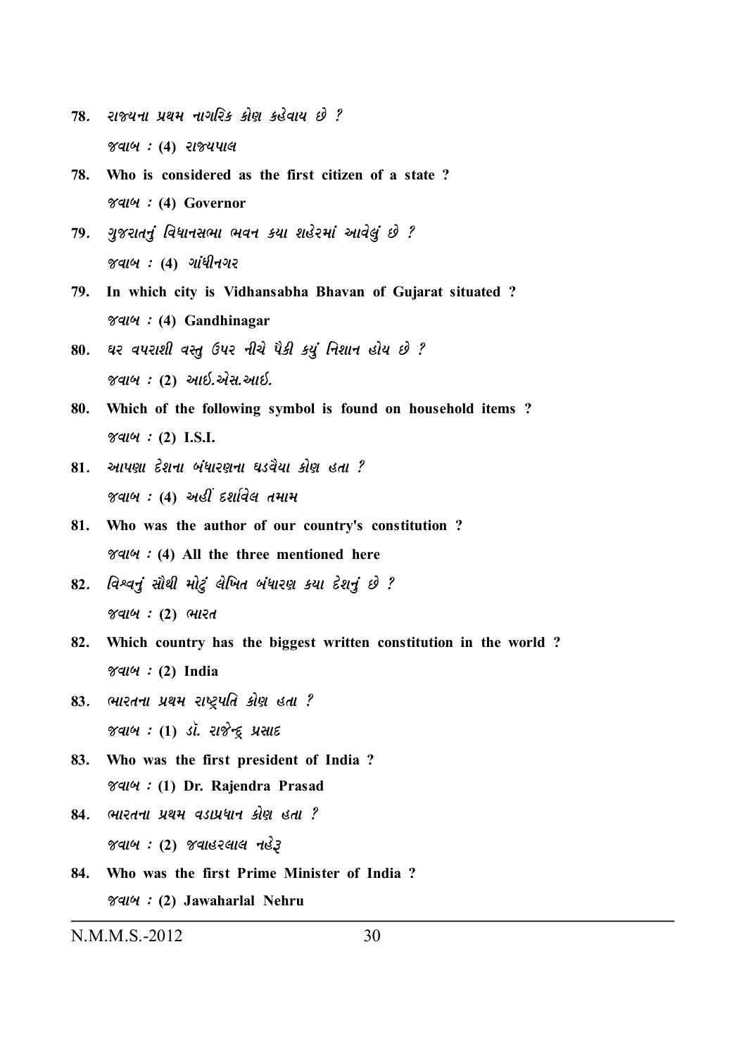78. રાજ્યના પ્રથમ નાગરિક કોણ કહેવાય છે ?

જવાબ : (4) રાજ્યપાલ

78. **Who is considered as the first citizen of a state ?**

જવાબ : **(4) Governor**

79. ગુજરાતનું વિધાનસભા ભવન કયા શહેરમાં આવેલું છે ?

જવાબ : (4) ગાંધીનગર

79. **In which city is Vidhansabha Bhavan of Gujarat situated ?**

જવાબ : **(4) Gandhinagar**

80. ઘર વપરાશી વસ્તુ ઉપર નીચે પૈકી કયું નિશાન હોય છે ?

જવાબ : (2) આઈ.એસ.આઈ.

80. **Which of the following symbol is found on household items ?**

જવાબ : **(2) I.S.I.**

81. આપણા દેશના બંધારણના ઘડવૈયા કોણ હતા ?

જવાબ : (4) અહીં દર્શાવેલ તમામ

81. **Who was the author of our country's constitution ?**

જવાબ : **(4) All the three mentioned here**

82. વિશ્વનું સૌથી મોટું લેખિત બંધારણ કયા દેશનું છે ?

જવાબ : (2) ભારત

82. **Which country has the biggest written constitution in the world ?**

જવાબ : **(2) India**

83. ભારતના પ્રથમ રાષ્ટ્રપતિ કોણ હતા ?

જવાબ : (1) ડૉ. રાજેન્દ્ર પ્રસાદ

83. **Who was the first president of India ?**

જવાબ : **(1) Dr. Rajendra Prasad**

84. ભારતના પ્રથમ વડાપ્રધાન કોણ હતા ?

જવાબ : (2) જવાહરલાલ નહેરૂ

84. **Who was the first Prime Minister of India ?**

જવાબ : **(2) Jawaharlal Nehru**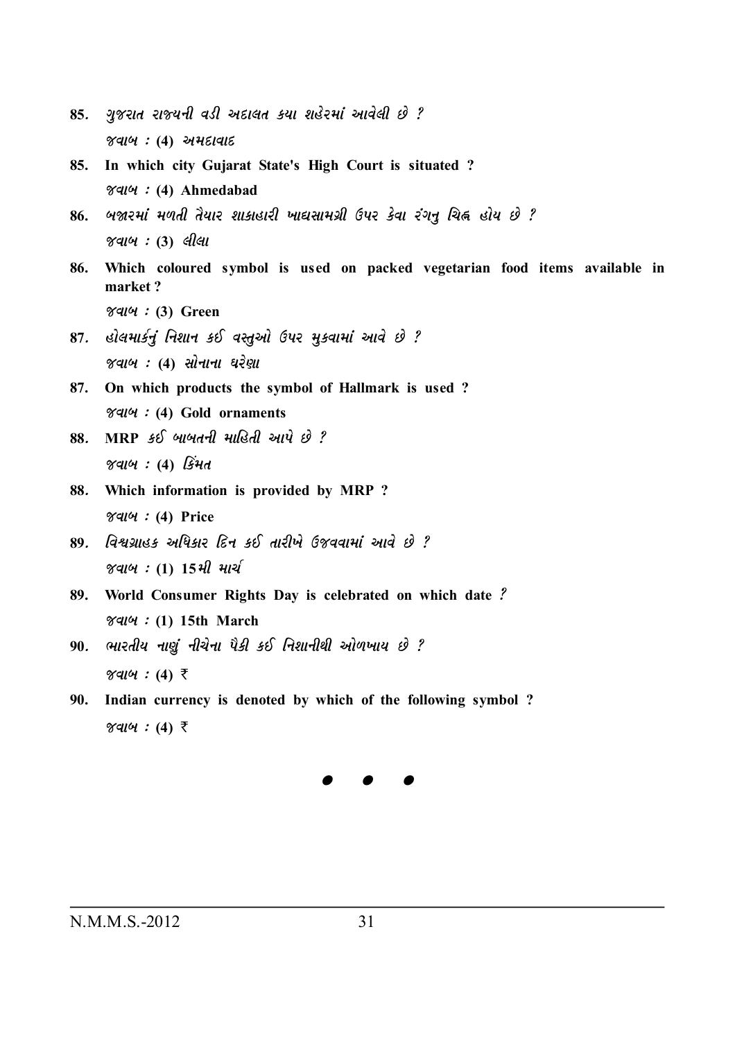85. ગુજરાત રાજ્યની વડી અદાલત કયા શહેરમાં આવેલી છે ?

*જવાબ :* **(4) અમદાવાદ**

85. **In which city Gujarat State's High Court is situated ?**

*જવાબ :* **(4) Ahmedabad**

86. બજારમાં મળતી તૈયાર શાકાહારી ખાદ્યસામગ્રી ઉપર કેવા રંગનુ ચિહ્ન હોય છે ?

*જવાબ :* **(3) લીલા**

86. **Which coloured symbol is used on packed vegetarian food items available in market ?**

*જવાબ :* **(3) Green**

87. હોલમાર્કનું નિશાન કઈ વસ્તુઓ ઉપર મુકવામાં આવે છે ?

*જવાબ :* **(4) સોનાના ઘરેણા**

87. **On which products the symbol of Hallmark is used ?**

*જવાબ :* **(4) Gold ornaments**

88. MRP કઈ બાબતની માહિતી આપે છે ?

*જવાબ :* **(4) કિંમત**

88. **Which information is provided by MRP ?**

*જવાબ :* **(4) Price**

89. વિશ્વગ્રાહક અધિકાર દિન કઈ તારીખે ઉજવવામાં આવે છે ?

*જવાબ :* **(1) 15મી માર્ચ**

89. **World Consumer Rights Day is celebrated on which date ?**

*જવાબ :* **(1) 15th March**

90. ભારતીય નાણું નીચેના પૈકી કઈ નિશાનીથી ઓળખાય છે ?

*જવાબ :* **(4) ₹**

90. **Indian currency is denoted by which of the following symbol ?**

*જવાબ :* **(4) ₹**

• • •